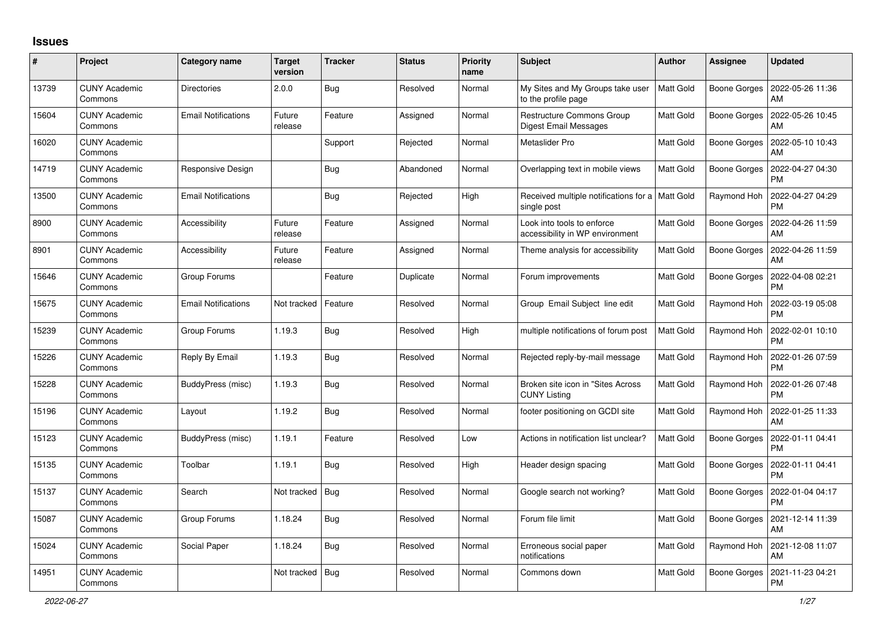# Issues

| # | Project | Category name | Target version | Tracker | Status | Priority name | Subject | Author | Assignee | Updated |
|---|---|---|---|---|---|---|---|---|---|---|
| 13739 | CUNY Academic Commons | Directories | 2.0.0 | Bug | Resolved | Normal | My Sites and My Groups take user to the profile page | Matt Gold | Boone Gorges | 2022-05-26 11:36 AM |
| 15604 | CUNY Academic Commons | Email Notifications | Future release | Feature | Assigned | Normal | Restructure Commons Group Digest Email Messages | Matt Gold | Boone Gorges | 2022-05-26 10:45 AM |
| 16020 | CUNY Academic Commons | | | Support | Rejected | Normal | Metaslider Pro | Matt Gold | Boone Gorges | 2022-05-10 10:43 AM |
| 14719 | CUNY Academic Commons | Responsive Design | | Bug | Abandoned | Normal | Overlapping text in mobile views | Matt Gold | Boone Gorges | 2022-04-27 04:30 PM |
| 13500 | CUNY Academic Commons | Email Notifications | | Bug | Rejected | High | Received multiple notifications for a single post | Matt Gold | Raymond Hoh | 2022-04-27 04:29 PM |
| 8900 | CUNY Academic Commons | Accessibility | Future release | Feature | Assigned | Normal | Look into tools to enforce accessibility in WP environment | Matt Gold | Boone Gorges | 2022-04-26 11:59 AM |
| 8901 | CUNY Academic Commons | Accessibility | Future release | Feature | Assigned | Normal | Theme analysis for accessibility | Matt Gold | Boone Gorges | 2022-04-26 11:59 AM |
| 15646 | CUNY Academic Commons | Group Forums | | Feature | Duplicate | Normal | Forum improvements | Matt Gold | Boone Gorges | 2022-04-08 02:21 PM |
| 15675 | CUNY Academic Commons | Email Notifications | Not tracked | Feature | Resolved | Normal | Group Email Subject line edit | Matt Gold | Raymond Hoh | 2022-03-19 05:08 PM |
| 15239 | CUNY Academic Commons | Group Forums | 1.19.3 | Bug | Resolved | High | multiple notifications of forum post | Matt Gold | Raymond Hoh | 2022-02-01 10:10 PM |
| 15226 | CUNY Academic Commons | Reply By Email | 1.19.3 | Bug | Resolved | Normal | Rejected reply-by-mail message | Matt Gold | Raymond Hoh | 2022-01-26 07:59 PM |
| 15228 | CUNY Academic Commons | BuddyPress (misc) | 1.19.3 | Bug | Resolved | Normal | Broken site icon in "Sites Across CUNY Listing | Matt Gold | Raymond Hoh | 2022-01-26 07:48 PM |
| 15196 | CUNY Academic Commons | Layout | 1.19.2 | Bug | Resolved | Normal | footer positioning on GCDI site | Matt Gold | Raymond Hoh | 2022-01-25 11:33 AM |
| 15123 | CUNY Academic Commons | BuddyPress (misc) | 1.19.1 | Feature | Resolved | Low | Actions in notification list unclear? | Matt Gold | Boone Gorges | 2022-01-11 04:41 PM |
| 15135 | CUNY Academic Commons | Toolbar | 1.19.1 | Bug | Resolved | High | Header design spacing | Matt Gold | Boone Gorges | 2022-01-11 04:41 PM |
| 15137 | CUNY Academic Commons | Search | Not tracked | Bug | Resolved | Normal | Google search not working? | Matt Gold | Boone Gorges | 2022-01-04 04:17 PM |
| 15087 | CUNY Academic Commons | Group Forums | 1.18.24 | Bug | Resolved | Normal | Forum file limit | Matt Gold | Boone Gorges | 2021-12-14 11:39 AM |
| 15024 | CUNY Academic Commons | Social Paper | 1.18.24 | Bug | Resolved | Normal | Erroneous social paper notifications | Matt Gold | Raymond Hoh | 2021-12-08 11:07 AM |
| 14951 | CUNY Academic Commons | | Not tracked | Bug | Resolved | Normal | Commons down | Matt Gold | Boone Gorges | 2021-11-23 04:21 PM |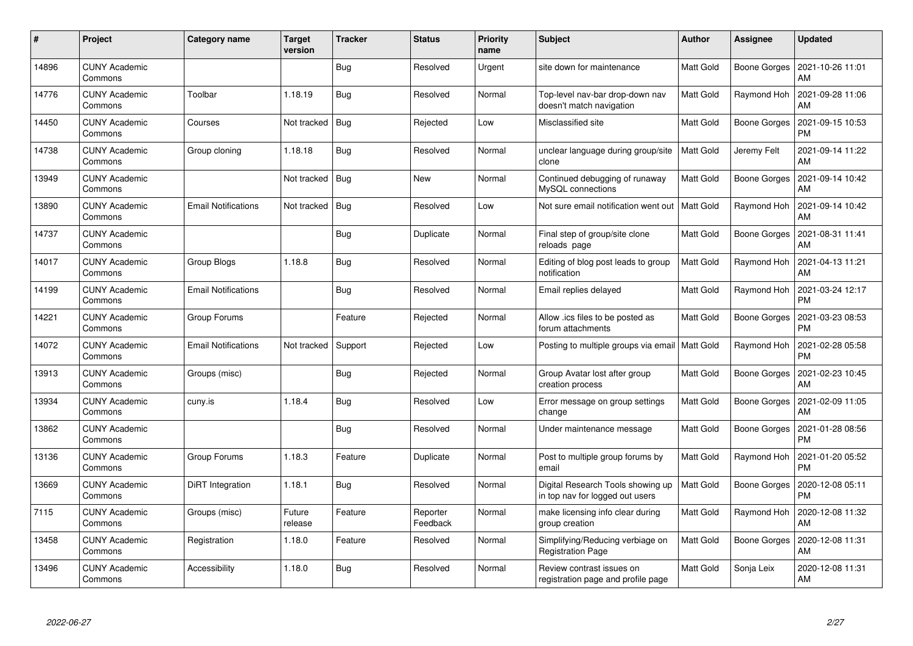| # | Project | Category name | Target version | Tracker | Status | Priority name | Subject | Author | Assignee | Updated |
|---|---|---|---|---|---|---|---|---|---|---|
| 14896 | CUNY Academic Commons | | | Bug | Resolved | Urgent | site down for maintenance | Matt Gold | Boone Gorges | 2021-10-26 11:01 AM |
| 14776 | CUNY Academic Commons | Toolbar | 1.18.19 | Bug | Resolved | Normal | Top-level nav-bar drop-down nav doesn't match navigation | Matt Gold | Raymond Hoh | 2021-09-28 11:06 AM |
| 14450 | CUNY Academic Commons | Courses | Not tracked | Bug | Rejected | Low | Misclassified site | Matt Gold | Boone Gorges | 2021-09-15 10:53 PM |
| 14738 | CUNY Academic Commons | Group cloning | 1.18.18 | Bug | Resolved | Normal | unclear language during group/site clone | Matt Gold | Jeremy Felt | 2021-09-14 11:22 AM |
| 13949 | CUNY Academic Commons | | Not tracked | Bug | New | Normal | Continued debugging of runaway MySQL connections | Matt Gold | Boone Gorges | 2021-09-14 10:42 AM |
| 13890 | CUNY Academic Commons | Email Notifications | Not tracked | Bug | Resolved | Low | Not sure email notification went out | Matt Gold | Raymond Hoh | 2021-09-14 10:42 AM |
| 14737 | CUNY Academic Commons | | | Bug | Duplicate | Normal | Final step of group/site clone reloads page | Matt Gold | Boone Gorges | 2021-08-31 11:41 AM |
| 14017 | CUNY Academic Commons | Group Blogs | 1.18.8 | Bug | Resolved | Normal | Editing of blog post leads to group notification | Matt Gold | Raymond Hoh | 2021-04-13 11:21 AM |
| 14199 | CUNY Academic Commons | Email Notifications | | Bug | Resolved | Normal | Email replies delayed | Matt Gold | Raymond Hoh | 2021-03-24 12:17 PM |
| 14221 | CUNY Academic Commons | Group Forums | | Feature | Rejected | Normal | Allow .ics files to be posted as forum attachments | Matt Gold | Boone Gorges | 2021-03-23 08:53 PM |
| 14072 | CUNY Academic Commons | Email Notifications | Not tracked | Support | Rejected | Low | Posting to multiple groups via email | Matt Gold | Raymond Hoh | 2021-02-28 05:58 PM |
| 13913 | CUNY Academic Commons | Groups (misc) | | Bug | Rejected | Normal | Group Avatar lost after group creation process | Matt Gold | Boone Gorges | 2021-02-23 10:45 AM |
| 13934 | CUNY Academic Commons | cuny.is | 1.18.4 | Bug | Resolved | Low | Error message on group settings change | Matt Gold | Boone Gorges | 2021-02-09 11:05 AM |
| 13862 | CUNY Academic Commons | | | Bug | Resolved | Normal | Under maintenance message | Matt Gold | Boone Gorges | 2021-01-28 08:56 PM |
| 13136 | CUNY Academic Commons | Group Forums | 1.18.3 | Feature | Duplicate | Normal | Post to multiple group forums by email | Matt Gold | Raymond Hoh | 2021-01-20 05:52 PM |
| 13669 | CUNY Academic Commons | DiRT Integration | 1.18.1 | Bug | Resolved | Normal | Digital Research Tools showing up in top nav for logged out users | Matt Gold | Boone Gorges | 2020-12-08 05:11 PM |
| 7115 | CUNY Academic Commons | Groups (misc) | Future release | Feature | Reporter Feedback | Normal | make licensing info clear during group creation | Matt Gold | Raymond Hoh | 2020-12-08 11:32 AM |
| 13458 | CUNY Academic Commons | Registration | 1.18.0 | Feature | Resolved | Normal | Simplifying/Reducing verbiage on Registration Page | Matt Gold | Boone Gorges | 2020-12-08 11:31 AM |
| 13496 | CUNY Academic Commons | Accessibility | 1.18.0 | Bug | Resolved | Normal | Review contrast issues on registration page and profile page | Matt Gold | Sonja Leix | 2020-12-08 11:31 AM |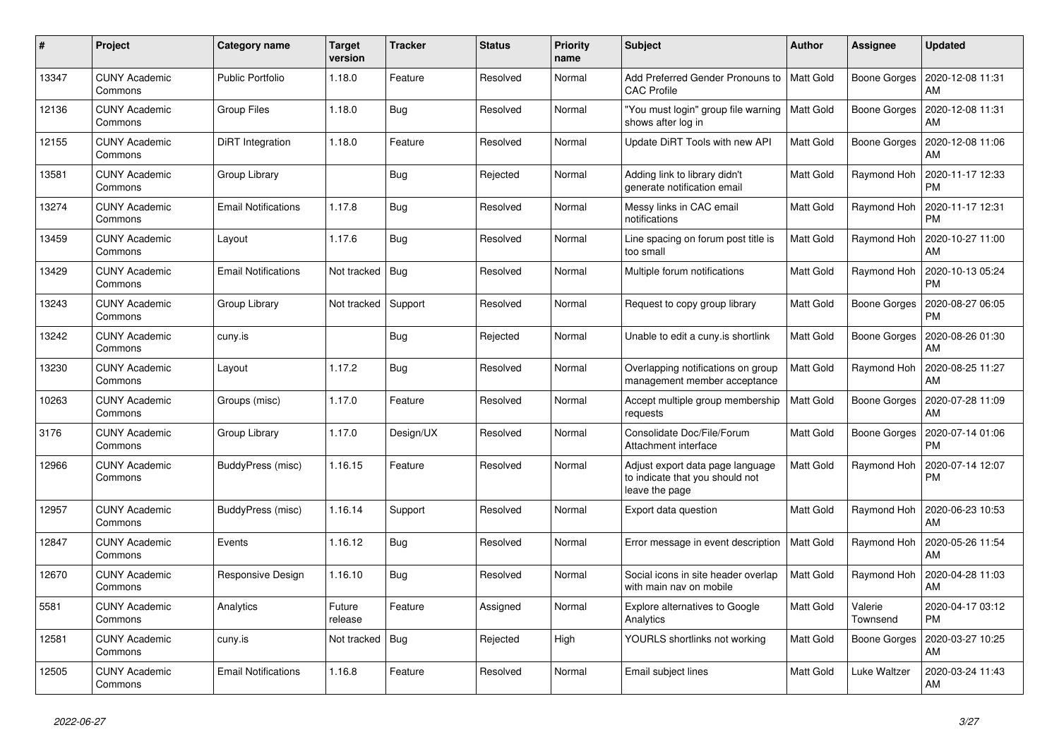| # | Project | Category name | Target version | Tracker | Status | Priority name | Subject | Author | Assignee | Updated |
|---|---|---|---|---|---|---|---|---|---|---|
| 13347 | CUNY Academic Commons | Public Portfolio | 1.18.0 | Feature | Resolved | Normal | Add Preferred Gender Pronouns to CAC Profile | Matt Gold | Boone Gorges | 2020-12-08 11:31 AM |
| 12136 | CUNY Academic Commons | Group Files | 1.18.0 | Bug | Resolved | Normal | "You must login" group file warning shows after log in | Matt Gold | Boone Gorges | 2020-12-08 11:31 AM |
| 12155 | CUNY Academic Commons | DiRT Integration | 1.18.0 | Feature | Resolved | Normal | Update DiRT Tools with new API | Matt Gold | Boone Gorges | 2020-12-08 11:06 AM |
| 13581 | CUNY Academic Commons | Group Library | | Bug | Rejected | Normal | Adding link to library didn't generate notification email | Matt Gold | Raymond Hoh | 2020-11-17 12:33 PM |
| 13274 | CUNY Academic Commons | Email Notifications | 1.17.8 | Bug | Resolved | Normal | Messy links in CAC email notifications | Matt Gold | Raymond Hoh | 2020-11-17 12:31 PM |
| 13459 | CUNY Academic Commons | Layout | 1.17.6 | Bug | Resolved | Normal | Line spacing on forum post title is too small | Matt Gold | Raymond Hoh | 2020-10-27 11:00 AM |
| 13429 | CUNY Academic Commons | Email Notifications | Not tracked | Bug | Resolved | Normal | Multiple forum notifications | Matt Gold | Raymond Hoh | 2020-10-13 05:24 PM |
| 13243 | CUNY Academic Commons | Group Library | Not tracked | Support | Resolved | Normal | Request to copy group library | Matt Gold | Boone Gorges | 2020-08-27 06:05 PM |
| 13242 | CUNY Academic Commons | cuny.is | | Bug | Rejected | Normal | Unable to edit a cuny.is shortlink | Matt Gold | Boone Gorges | 2020-08-26 01:30 AM |
| 13230 | CUNY Academic Commons | Layout | 1.17.2 | Bug | Resolved | Normal | Overlapping notifications on group management member acceptance | Matt Gold | Raymond Hoh | 2020-08-25 11:27 AM |
| 10263 | CUNY Academic Commons | Groups (misc) | 1.17.0 | Feature | Resolved | Normal | Accept multiple group membership requests | Matt Gold | Boone Gorges | 2020-07-28 11:09 AM |
| 3176 | CUNY Academic Commons | Group Library | 1.17.0 | Design/UX | Resolved | Normal | Consolidate Doc/File/Forum Attachment interface | Matt Gold | Boone Gorges | 2020-07-14 01:06 PM |
| 12966 | CUNY Academic Commons | BuddyPress (misc) | 1.16.15 | Feature | Resolved | Normal | Adjust export data page language to indicate that you should not leave the page | Matt Gold | Raymond Hoh | 2020-07-14 12:07 PM |
| 12957 | CUNY Academic Commons | BuddyPress (misc) | 1.16.14 | Support | Resolved | Normal | Export data question | Matt Gold | Raymond Hoh | 2020-06-23 10:53 AM |
| 12847 | CUNY Academic Commons | Events | 1.16.12 | Bug | Resolved | Normal | Error message in event description | Matt Gold | Raymond Hoh | 2020-05-26 11:54 AM |
| 12670 | CUNY Academic Commons | Responsive Design | 1.16.10 | Bug | Resolved | Normal | Social icons in site header overlap with main nav on mobile | Matt Gold | Raymond Hoh | 2020-04-28 11:03 AM |
| 5581 | CUNY Academic Commons | Analytics | Future release | Feature | Assigned | Normal | Explore alternatives to Google Analytics | Matt Gold | Valerie Townsend | 2020-04-17 03:12 PM |
| 12581 | CUNY Academic Commons | cuny.is | Not tracked | Bug | Rejected | High | YOURLS shortlinks not working | Matt Gold | Boone Gorges | 2020-03-27 10:25 AM |
| 12505 | CUNY Academic Commons | Email Notifications | 1.16.8 | Feature | Resolved | Normal | Email subject lines | Matt Gold | Luke Waltzer | 2020-03-24 11:43 AM |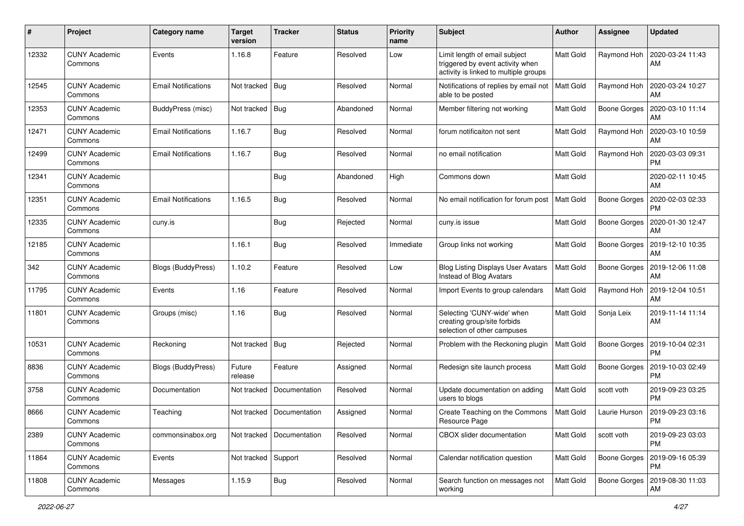| # | Project | Category name | Target version | Tracker | Status | Priority name | Subject | Author | Assignee | Updated |
|---|---|---|---|---|---|---|---|---|---|---|
| 12332 | CUNY Academic Commons | Events | 1.16.8 | Feature | Resolved | Low | Limit length of email subject triggered by event activity when activity is linked to multiple groups | Matt Gold | Raymond Hoh | 2020-03-24 11:43 AM |
| 12545 | CUNY Academic Commons | Email Notifications | Not tracked | Bug | Resolved | Normal | Notifications of replies by email not able to be posted | Matt Gold | Raymond Hoh | 2020-03-24 10:27 AM |
| 12353 | CUNY Academic Commons | BuddyPress (misc) | Not tracked | Bug | Abandoned | Normal | Member filtering not working | Matt Gold | Boone Gorges | 2020-03-10 11:14 AM |
| 12471 | CUNY Academic Commons | Email Notifications | 1.16.7 | Bug | Resolved | Normal | forum notificaiton not sent | Matt Gold | Raymond Hoh | 2020-03-10 10:59 AM |
| 12499 | CUNY Academic Commons | Email Notifications | 1.16.7 | Bug | Resolved | Normal | no email notification | Matt Gold | Raymond Hoh | 2020-03-03 09:31 PM |
| 12341 | CUNY Academic Commons | | | Bug | Abandoned | High | Commons down | Matt Gold | | 2020-02-11 10:45 AM |
| 12351 | CUNY Academic Commons | Email Notifications | 1.16.5 | Bug | Resolved | Normal | No email notification for forum post | Matt Gold | Boone Gorges | 2020-02-03 02:33 PM |
| 12335 | CUNY Academic Commons | cuny.is | | Bug | Rejected | Normal | cuny.is issue | Matt Gold | Boone Gorges | 2020-01-30 12:47 AM |
| 12185 | CUNY Academic Commons | | 1.16.1 | Bug | Resolved | Immediate | Group links not working | Matt Gold | Boone Gorges | 2019-12-10 10:35 AM |
| 342 | CUNY Academic Commons | Blogs (BuddyPress) | 1.10.2 | Feature | Resolved | Low | Blog Listing Displays User Avatars Instead of Blog Avatars | Matt Gold | Boone Gorges | 2019-12-06 11:08 AM |
| 11795 | CUNY Academic Commons | Events | 1.16 | Feature | Resolved | Normal | Import Events to group calendars | Matt Gold | Raymond Hoh | 2019-12-04 10:51 AM |
| 11801 | CUNY Academic Commons | Groups (misc) | 1.16 | Bug | Resolved | Normal | Selecting 'CUNY-wide' when creating group/site forbids selection of other campuses | Matt Gold | Sonja Leix | 2019-11-14 11:14 AM |
| 10531 | CUNY Academic Commons | Reckoning | Not tracked | Bug | Rejected | Normal | Problem with the Reckoning plugin | Matt Gold | Boone Gorges | 2019-10-04 02:31 PM |
| 8836 | CUNY Academic Commons | Blogs (BuddyPress) | Future release | Feature | Assigned | Normal | Redesign site launch process | Matt Gold | Boone Gorges | 2019-10-03 02:49 PM |
| 3758 | CUNY Academic Commons | Documentation | Not tracked | Documentation | Resolved | Normal | Update documentation on adding users to blogs | Matt Gold | scott voth | 2019-09-23 03:25 PM |
| 8666 | CUNY Academic Commons | Teaching | Not tracked | Documentation | Assigned | Normal | Create Teaching on the Commons Resource Page | Matt Gold | Laurie Hurson | 2019-09-23 03:16 PM |
| 2389 | CUNY Academic Commons | commonsinabox.org | Not tracked | Documentation | Resolved | Normal | CBOX slider documentation | Matt Gold | scott voth | 2019-09-23 03:03 PM |
| 11864 | CUNY Academic Commons | Events | Not tracked | Support | Resolved | Normal | Calendar notification question | Matt Gold | Boone Gorges | 2019-09-16 05:39 PM |
| 11808 | CUNY Academic Commons | Messages | 1.15.9 | Bug | Resolved | Normal | Search function on messages not working | Matt Gold | Boone Gorges | 2019-08-30 11:03 AM |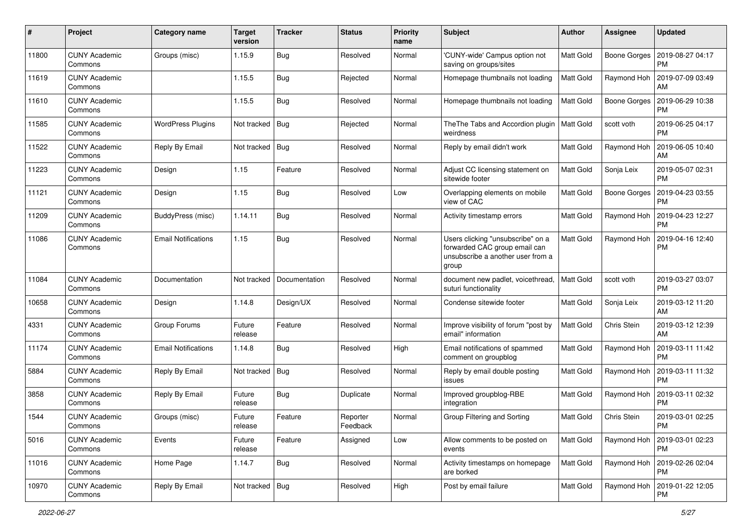| # | Project | Category name | Target version | Tracker | Status | Priority name | Subject | Author | Assignee | Updated |
|---|---|---|---|---|---|---|---|---|---|---|
| 11800 | CUNY Academic Commons | Groups (misc) | 1.15.9 | Bug | Resolved | Normal | 'CUNY-wide' Campus option not saving on groups/sites | Matt Gold | Boone Gorges | 2019-08-27 04:17 PM |
| 11619 | CUNY Academic Commons | | 1.15.5 | Bug | Rejected | Normal | Homepage thumbnails not loading | Matt Gold | Raymond Hoh | 2019-07-09 03:49 AM |
| 11610 | CUNY Academic Commons | | 1.15.5 | Bug | Resolved | Normal | Homepage thumbnails not loading | Matt Gold | Boone Gorges | 2019-06-29 10:38 PM |
| 11585 | CUNY Academic Commons | WordPress Plugins | Not tracked | Bug | Rejected | Normal | TheThe Tabs and Accordion plugin weirdness | Matt Gold | scott voth | 2019-06-25 04:17 PM |
| 11522 | CUNY Academic Commons | Reply By Email | Not tracked | Bug | Resolved | Normal | Reply by email didn't work | Matt Gold | Raymond Hoh | 2019-06-05 10:40 AM |
| 11223 | CUNY Academic Commons | Design | 1.15 | Feature | Resolved | Normal | Adjust CC licensing statement on sitewide footer | Matt Gold | Sonja Leix | 2019-05-07 02:31 PM |
| 11121 | CUNY Academic Commons | Design | 1.15 | Bug | Resolved | Low | Overlapping elements on mobile view of CAC | Matt Gold | Boone Gorges | 2019-04-23 03:55 PM |
| 11209 | CUNY Academic Commons | BuddyPress (misc) | 1.14.11 | Bug | Resolved | Normal | Activity timestamp errors | Matt Gold | Raymond Hoh | 2019-04-23 12:27 PM |
| 11086 | CUNY Academic Commons | Email Notifications | 1.15 | Bug | Resolved | Normal | Users clicking "unsubscribe" on a forwarded CAC group email can unsubscribe a another user from a group | Matt Gold | Raymond Hoh | 2019-04-16 12:40 PM |
| 11084 | CUNY Academic Commons | Documentation | Not tracked | Documentation | Resolved | Normal | document new padlet, voicethread, suturi functionality | Matt Gold | scott voth | 2019-03-27 03:07 PM |
| 10658 | CUNY Academic Commons | Design | 1.14.8 | Design/UX | Resolved | Normal | Condense sitewide footer | Matt Gold | Sonja Leix | 2019-03-12 11:20 AM |
| 4331 | CUNY Academic Commons | Group Forums | Future release | Feature | Resolved | Normal | Improve visibility of forum "post by email" information | Matt Gold | Chris Stein | 2019-03-12 12:39 AM |
| 11174 | CUNY Academic Commons | Email Notifications | 1.14.8 | Bug | Resolved | High | Email notifications of spammed comment on groupblog | Matt Gold | Raymond Hoh | 2019-03-11 11:42 PM |
| 5884 | CUNY Academic Commons | Reply By Email | Not tracked | Bug | Resolved | Normal | Reply by email double posting issues | Matt Gold | Raymond Hoh | 2019-03-11 11:32 PM |
| 3858 | CUNY Academic Commons | Reply By Email | Future release | Bug | Duplicate | Normal | Improved groupblog-RBE integration | Matt Gold | Raymond Hoh | 2019-03-11 02:32 PM |
| 1544 | CUNY Academic Commons | Groups (misc) | Future release | Feature | Reporter Feedback | Normal | Group Filtering and Sorting | Matt Gold | Chris Stein | 2019-03-01 02:25 PM |
| 5016 | CUNY Academic Commons | Events | Future release | Feature | Assigned | Low | Allow comments to be posted on events | Matt Gold | Raymond Hoh | 2019-03-01 02:23 PM |
| 11016 | CUNY Academic Commons | Home Page | 1.14.7 | Bug | Resolved | Normal | Activity timestamps on homepage are borked | Matt Gold | Raymond Hoh | 2019-02-26 02:04 PM |
| 10970 | CUNY Academic Commons | Reply By Email | Not tracked | Bug | Resolved | High | Post by email failure | Matt Gold | Raymond Hoh | 2019-01-22 12:05 PM |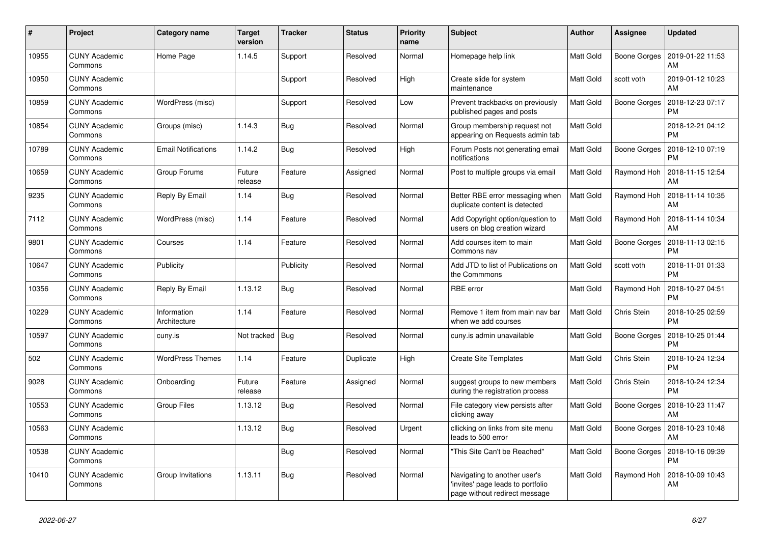| # | Project | Category name | Target version | Tracker | Status | Priority name | Subject | Author | Assignee | Updated |
|---|---|---|---|---|---|---|---|---|---|---|
| 10955 | CUNY Academic Commons | Home Page | 1.14.5 | Support | Resolved | Normal | Homepage help link | Matt Gold | Boone Gorges | 2019-01-22 11:53 AM |
| 10950 | CUNY Academic Commons | | | Support | Resolved | High | Create slide for system maintenance | Matt Gold | scott voth | 2019-01-12 10:23 AM |
| 10859 | CUNY Academic Commons | WordPress (misc) | | Support | Resolved | Low | Prevent trackbacks on previously published pages and posts | Matt Gold | Boone Gorges | 2018-12-23 07:17 PM |
| 10854 | CUNY Academic Commons | Groups (misc) | 1.14.3 | Bug | Resolved | Normal | Group membership request not appearing on Requests admin tab | Matt Gold | | 2018-12-21 04:12 PM |
| 10789 | CUNY Academic Commons | Email Notifications | 1.14.2 | Bug | Resolved | High | Forum Posts not generating email notifications | Matt Gold | Boone Gorges | 2018-12-10 07:19 PM |
| 10659 | CUNY Academic Commons | Group Forums | Future release | Feature | Assigned | Normal | Post to multiple groups via email | Matt Gold | Raymond Hoh | 2018-11-15 12:54 AM |
| 9235 | CUNY Academic Commons | Reply By Email | 1.14 | Bug | Resolved | Normal | Better RBE error messaging when duplicate content is detected | Matt Gold | Raymond Hoh | 2018-11-14 10:35 AM |
| 7112 | CUNY Academic Commons | WordPress (misc) | 1.14 | Feature | Resolved | Normal | Add Copyright option/question to users on blog creation wizard | Matt Gold | Raymond Hoh | 2018-11-14 10:34 AM |
| 9801 | CUNY Academic Commons | Courses | 1.14 | Feature | Resolved | Normal | Add courses item to main Commons nav | Matt Gold | Boone Gorges | 2018-11-13 02:15 PM |
| 10647 | CUNY Academic Commons | Publicity | | Publicity | Resolved | Normal | Add JTD to list of Publications on the Commmons | Matt Gold | scott voth | 2018-11-01 01:33 PM |
| 10356 | CUNY Academic Commons | Reply By Email | 1.13.12 | Bug | Resolved | Normal | RBE error | Matt Gold | Raymond Hoh | 2018-10-27 04:51 PM |
| 10229 | CUNY Academic Commons | Information Architecture | 1.14 | Feature | Resolved | Normal | Remove 1 item from main nav bar when we add courses | Matt Gold | Chris Stein | 2018-10-25 02:59 PM |
| 10597 | CUNY Academic Commons | cuny.is | Not tracked | Bug | Resolved | Normal | cuny.is admin unavailable | Matt Gold | Boone Gorges | 2018-10-25 01:44 PM |
| 502 | CUNY Academic Commons | WordPress Themes | 1.14 | Feature | Duplicate | High | Create Site Templates | Matt Gold | Chris Stein | 2018-10-24 12:34 PM |
| 9028 | CUNY Academic Commons | Onboarding | Future release | Feature | Assigned | Normal | suggest groups to new members during the registration process | Matt Gold | Chris Stein | 2018-10-24 12:34 PM |
| 10553 | CUNY Academic Commons | Group Files | 1.13.12 | Bug | Resolved | Normal | File category view persists after clicking away | Matt Gold | Boone Gorges | 2018-10-23 11:47 AM |
| 10563 | CUNY Academic Commons | | 1.13.12 | Bug | Resolved | Urgent | cllicking on links from site menu leads to 500 error | Matt Gold | Boone Gorges | 2018-10-23 10:48 AM |
| 10538 | CUNY Academic Commons | | | Bug | Resolved | Normal | "This Site Can't be Reached" | Matt Gold | Boone Gorges | 2018-10-16 09:39 PM |
| 10410 | CUNY Academic Commons | Group Invitations | 1.13.11 | Bug | Resolved | Normal | Navigating to another user's 'invites' page leads to portfolio page without redirect message | Matt Gold | Raymond Hoh | 2018-10-09 10:43 AM |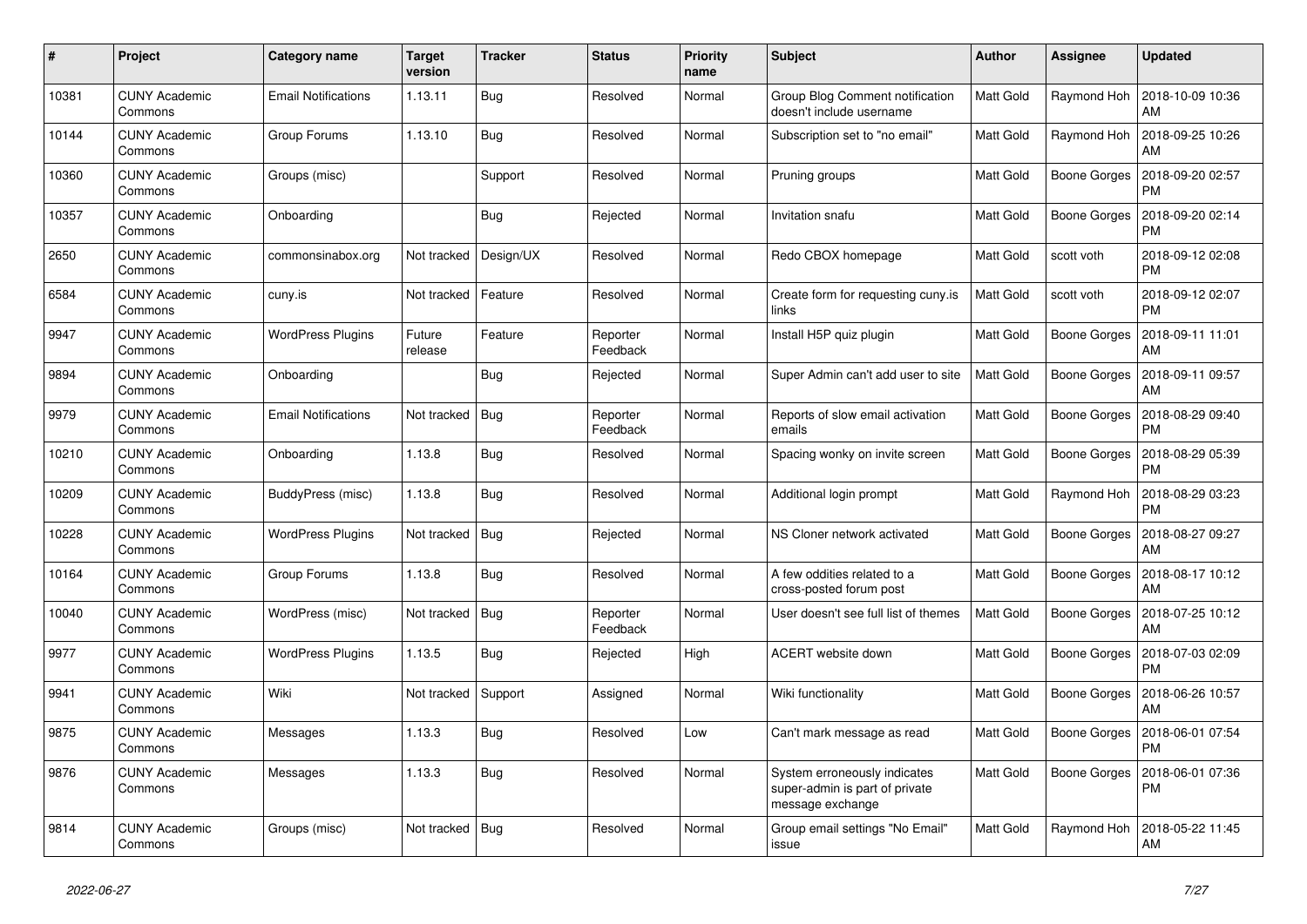| # | Project | Category name | Target version | Tracker | Status | Priority name | Subject | Author | Assignee | Updated |
|---|---|---|---|---|---|---|---|---|---|---|
| 10381 | CUNY Academic Commons | Email Notifications | 1.13.11 | Bug | Resolved | Normal | Group Blog Comment notification doesn't include username | Matt Gold | Raymond Hoh | 2018-10-09 10:36 AM |
| 10144 | CUNY Academic Commons | Group Forums | 1.13.10 | Bug | Resolved | Normal | Subscription set to "no email" | Matt Gold | Raymond Hoh | 2018-09-25 10:26 AM |
| 10360 | CUNY Academic Commons | Groups (misc) | | Support | Resolved | Normal | Pruning groups | Matt Gold | Boone Gorges | 2018-09-20 02:57 PM |
| 10357 | CUNY Academic Commons | Onboarding | | Bug | Rejected | Normal | Invitation snafu | Matt Gold | Boone Gorges | 2018-09-20 02:14 PM |
| 2650 | CUNY Academic Commons | commonsinabox.org | Not tracked | Design/UX | Resolved | Normal | Redo CBOX homepage | Matt Gold | scott voth | 2018-09-12 02:08 PM |
| 6584 | CUNY Academic Commons | cuny.is | Not tracked | Feature | Resolved | Normal | Create form for requesting cuny.is links | Matt Gold | scott voth | 2018-09-12 02:07 PM |
| 9947 | CUNY Academic Commons | WordPress Plugins | Future release | Feature | Reporter Feedback | Normal | Install H5P quiz plugin | Matt Gold | Boone Gorges | 2018-09-11 11:01 AM |
| 9894 | CUNY Academic Commons | Onboarding | | Bug | Rejected | Normal | Super Admin can't add user to site | Matt Gold | Boone Gorges | 2018-09-11 09:57 AM |
| 9979 | CUNY Academic Commons | Email Notifications | Not tracked | Bug | Reporter Feedback | Normal | Reports of slow email activation emails | Matt Gold | Boone Gorges | 2018-08-29 09:40 PM |
| 10210 | CUNY Academic Commons | Onboarding | 1.13.8 | Bug | Resolved | Normal | Spacing wonky on invite screen | Matt Gold | Boone Gorges | 2018-08-29 05:39 PM |
| 10209 | CUNY Academic Commons | BuddyPress (misc) | 1.13.8 | Bug | Resolved | Normal | Additional login prompt | Matt Gold | Raymond Hoh | 2018-08-29 03:23 PM |
| 10228 | CUNY Academic Commons | WordPress Plugins | Not tracked | Bug | Rejected | Normal | NS Cloner network activated | Matt Gold | Boone Gorges | 2018-08-27 09:27 AM |
| 10164 | CUNY Academic Commons | Group Forums | 1.13.8 | Bug | Resolved | Normal | A few oddities related to a cross-posted forum post | Matt Gold | Boone Gorges | 2018-08-17 10:12 AM |
| 10040 | CUNY Academic Commons | WordPress (misc) | Not tracked | Bug | Reporter Feedback | Normal | User doesn't see full list of themes | Matt Gold | Boone Gorges | 2018-07-25 10:12 AM |
| 9977 | CUNY Academic Commons | WordPress Plugins | 1.13.5 | Bug | Rejected | High | ACERT website down | Matt Gold | Boone Gorges | 2018-07-03 02:09 PM |
| 9941 | CUNY Academic Commons | Wiki | Not tracked | Support | Assigned | Normal | Wiki functionality | Matt Gold | Boone Gorges | 2018-06-26 10:57 AM |
| 9875 | CUNY Academic Commons | Messages | 1.13.3 | Bug | Resolved | Low | Can't mark message as read | Matt Gold | Boone Gorges | 2018-06-01 07:54 PM |
| 9876 | CUNY Academic Commons | Messages | 1.13.3 | Bug | Resolved | Normal | System erroneously indicates super-admin is part of private message exchange | Matt Gold | Boone Gorges | 2018-06-01 07:36 PM |
| 9814 | CUNY Academic Commons | Groups (misc) | Not tracked | Bug | Resolved | Normal | Group email settings "No Email" issue | Matt Gold | Raymond Hoh | 2018-05-22 11:45 AM |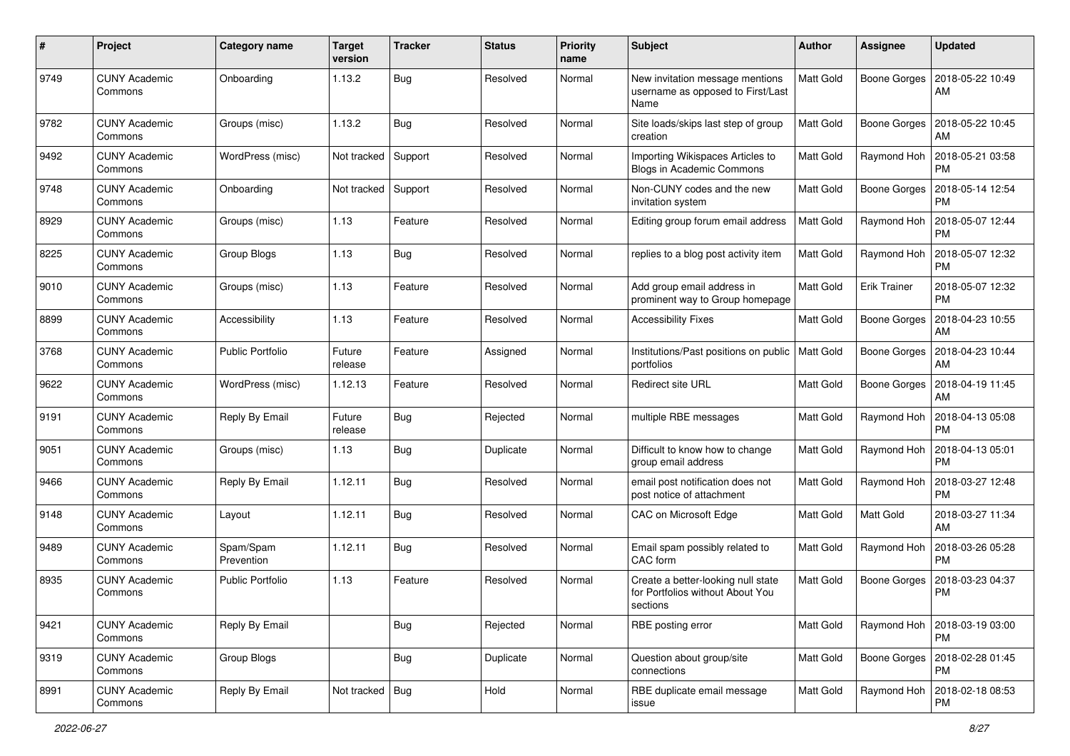| # | Project | Category name | Target version | Tracker | Status | Priority name | Subject | Author | Assignee | Updated |
|---|---|---|---|---|---|---|---|---|---|---|
| 9749 | CUNY Academic Commons | Onboarding | 1.13.2 | Bug | Resolved | Normal | New invitation message mentions username as opposed to First/Last Name | Matt Gold | Boone Gorges | 2018-05-22 10:49 AM |
| 9782 | CUNY Academic Commons | Groups (misc) | 1.13.2 | Bug | Resolved | Normal | Site loads/skips last step of group creation | Matt Gold | Boone Gorges | 2018-05-22 10:45 AM |
| 9492 | CUNY Academic Commons | WordPress (misc) | Not tracked | Support | Resolved | Normal | Importing Wikispaces Articles to Blogs in Academic Commons | Matt Gold | Raymond Hoh | 2018-05-21 03:58 PM |
| 9748 | CUNY Academic Commons | Onboarding | Not tracked | Support | Resolved | Normal | Non-CUNY codes and the new invitation system | Matt Gold | Boone Gorges | 2018-05-14 12:54 PM |
| 8929 | CUNY Academic Commons | Groups (misc) | 1.13 | Feature | Resolved | Normal | Editing group forum email address | Matt Gold | Raymond Hoh | 2018-05-07 12:44 PM |
| 8225 | CUNY Academic Commons | Group Blogs | 1.13 | Bug | Resolved | Normal | replies to a blog post activity item | Matt Gold | Raymond Hoh | 2018-05-07 12:32 PM |
| 9010 | CUNY Academic Commons | Groups (misc) | 1.13 | Feature | Resolved | Normal | Add group email address in prominent way to Group homepage | Matt Gold | Erik Trainer | 2018-05-07 12:32 PM |
| 8899 | CUNY Academic Commons | Accessibility | 1.13 | Feature | Resolved | Normal | Accessibility Fixes | Matt Gold | Boone Gorges | 2018-04-23 10:55 AM |
| 3768 | CUNY Academic Commons | Public Portfolio | Future release | Feature | Assigned | Normal | Institutions/Past positions on public portfolios | Matt Gold | Boone Gorges | 2018-04-23 10:44 AM |
| 9622 | CUNY Academic Commons | WordPress (misc) | 1.12.13 | Feature | Resolved | Normal | Redirect site URL | Matt Gold | Boone Gorges | 2018-04-19 11:45 AM |
| 9191 | CUNY Academic Commons | Reply By Email | Future release | Bug | Rejected | Normal | multiple RBE messages | Matt Gold | Raymond Hoh | 2018-04-13 05:08 PM |
| 9051 | CUNY Academic Commons | Groups (misc) | 1.13 | Bug | Duplicate | Normal | Difficult to know how to change group email address | Matt Gold | Raymond Hoh | 2018-04-13 05:01 PM |
| 9466 | CUNY Academic Commons | Reply By Email | 1.12.11 | Bug | Resolved | Normal | email post notification does not post notice of attachment | Matt Gold | Raymond Hoh | 2018-03-27 12:48 PM |
| 9148 | CUNY Academic Commons | Layout | 1.12.11 | Bug | Resolved | Normal | CAC on Microsoft Edge | Matt Gold | Matt Gold | 2018-03-27 11:34 AM |
| 9489 | CUNY Academic Commons | Spam/Spam Prevention | 1.12.11 | Bug | Resolved | Normal | Email spam possibly related to CAC form | Matt Gold | Raymond Hoh | 2018-03-26 05:28 PM |
| 8935 | CUNY Academic Commons | Public Portfolio | 1.13 | Feature | Resolved | Normal | Create a better-looking null state for Portfolios without About You sections | Matt Gold | Boone Gorges | 2018-03-23 04:37 PM |
| 9421 | CUNY Academic Commons | Reply By Email | | Bug | Rejected | Normal | RBE posting error | Matt Gold | Raymond Hoh | 2018-03-19 03:00 PM |
| 9319 | CUNY Academic Commons | Group Blogs | | Bug | Duplicate | Normal | Question about group/site connections | Matt Gold | Boone Gorges | 2018-02-28 01:45 PM |
| 8991 | CUNY Academic Commons | Reply By Email | Not tracked | Bug | Hold | Normal | RBE duplicate email message issue | Matt Gold | Raymond Hoh | 2018-02-18 08:53 PM |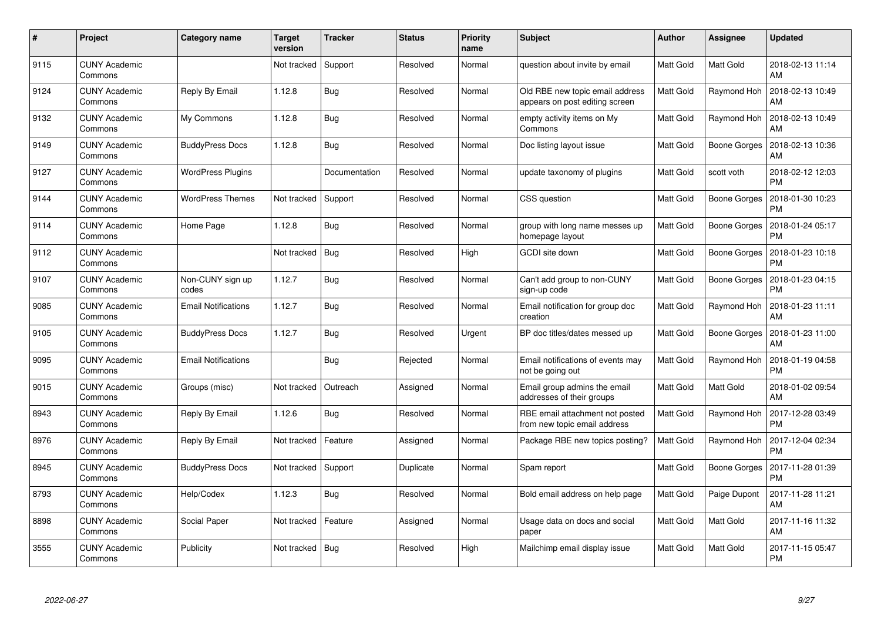| # | Project | Category name | Target version | Tracker | Status | Priority name | Subject | Author | Assignee | Updated |
|---|---|---|---|---|---|---|---|---|---|---|
| 9115 | CUNY Academic Commons | | Not tracked | Support | Resolved | Normal | question about invite by email | Matt Gold | Matt Gold | 2018-02-13 11:14 AM |
| 9124 | CUNY Academic Commons | Reply By Email | 1.12.8 | Bug | Resolved | Normal | Old RBE new topic email address appears on post editing screen | Matt Gold | Raymond Hoh | 2018-02-13 10:49 AM |
| 9132 | CUNY Academic Commons | My Commons | 1.12.8 | Bug | Resolved | Normal | empty activity items on My Commons | Matt Gold | Raymond Hoh | 2018-02-13 10:49 AM |
| 9149 | CUNY Academic Commons | BuddyPress Docs | 1.12.8 | Bug | Resolved | Normal | Doc listing layout issue | Matt Gold | Boone Gorges | 2018-02-13 10:36 AM |
| 9127 | CUNY Academic Commons | WordPress Plugins | | Documentation | Resolved | Normal | update taxonomy of plugins | Matt Gold | scott voth | 2018-02-12 12:03 PM |
| 9144 | CUNY Academic Commons | WordPress Themes | Not tracked | Support | Resolved | Normal | CSS question | Matt Gold | Boone Gorges | 2018-01-30 10:23 PM |
| 9114 | CUNY Academic Commons | Home Page | 1.12.8 | Bug | Resolved | Normal | group with long name messes up homepage layout | Matt Gold | Boone Gorges | 2018-01-24 05:17 PM |
| 9112 | CUNY Academic Commons | | Not tracked | Bug | Resolved | High | GCDI site down | Matt Gold | Boone Gorges | 2018-01-23 10:18 PM |
| 9107 | CUNY Academic Commons | Non-CUNY sign up codes | 1.12.7 | Bug | Resolved | Normal | Can't add group to non-CUNY sign-up code | Matt Gold | Boone Gorges | 2018-01-23 04:15 PM |
| 9085 | CUNY Academic Commons | Email Notifications | 1.12.7 | Bug | Resolved | Normal | Email notification for group doc creation | Matt Gold | Raymond Hoh | 2018-01-23 11:11 AM |
| 9105 | CUNY Academic Commons | BuddyPress Docs | 1.12.7 | Bug | Resolved | Urgent | BP doc titles/dates messed up | Matt Gold | Boone Gorges | 2018-01-23 11:00 AM |
| 9095 | CUNY Academic Commons | Email Notifications | | Bug | Rejected | Normal | Email notifications of events may not be going out | Matt Gold | Raymond Hoh | 2018-01-19 04:58 PM |
| 9015 | CUNY Academic Commons | Groups (misc) | Not tracked | Outreach | Assigned | Normal | Email group admins the email addresses of their groups | Matt Gold | Matt Gold | 2018-01-02 09:54 AM |
| 8943 | CUNY Academic Commons | Reply By Email | 1.12.6 | Bug | Resolved | Normal | RBE email attachment not posted from new topic email address | Matt Gold | Raymond Hoh | 2017-12-28 03:49 PM |
| 8976 | CUNY Academic Commons | Reply By Email | Not tracked | Feature | Assigned | Normal | Package RBE new topics posting? | Matt Gold | Raymond Hoh | 2017-12-04 02:34 PM |
| 8945 | CUNY Academic Commons | BuddyPress Docs | Not tracked | Support | Duplicate | Normal | Spam report | Matt Gold | Boone Gorges | 2017-11-28 01:39 PM |
| 8793 | CUNY Academic Commons | Help/Codex | 1.12.3 | Bug | Resolved | Normal | Bold email address on help page | Matt Gold | Paige Dupont | 2017-11-28 11:21 AM |
| 8898 | CUNY Academic Commons | Social Paper | Not tracked | Feature | Assigned | Normal | Usage data on docs and social paper | Matt Gold | Matt Gold | 2017-11-16 11:32 AM |
| 3555 | CUNY Academic Commons | Publicity | Not tracked | Bug | Resolved | High | Mailchimp email display issue | Matt Gold | Matt Gold | 2017-11-15 05:47 PM |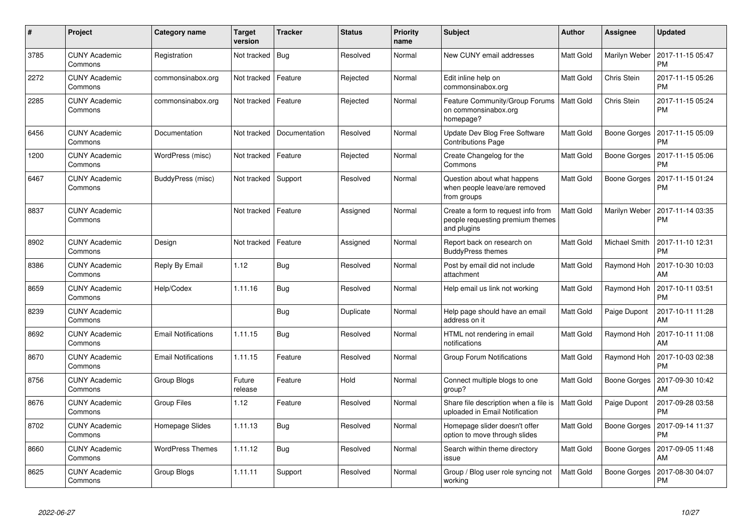| # | Project | Category name | Target version | Tracker | Status | Priority name | Subject | Author | Assignee | Updated |
|---|---|---|---|---|---|---|---|---|---|---|
| 3785 | CUNY Academic Commons | Registration | Not tracked | Bug | Resolved | Normal | New CUNY email addresses | Matt Gold | Marilyn Weber | 2017-11-15 05:47 PM |
| 2272 | CUNY Academic Commons | commonsinabox.org | Not tracked | Feature | Rejected | Normal | Edit inline help on commonsinabox.org | Matt Gold | Chris Stein | 2017-11-15 05:26 PM |
| 2285 | CUNY Academic Commons | commonsinabox.org | Not tracked | Feature | Rejected | Normal | Feature Community/Group Forums on commonsinabox.org homepage? | Matt Gold | Chris Stein | 2017-11-15 05:24 PM |
| 6456 | CUNY Academic Commons | Documentation | Not tracked | Documentation | Resolved | Normal | Update Dev Blog Free Software Contributions Page | Matt Gold | Boone Gorges | 2017-11-15 05:09 PM |
| 1200 | CUNY Academic Commons | WordPress (misc) | Not tracked | Feature | Rejected | Normal | Create Changelog for the Commons | Matt Gold | Boone Gorges | 2017-11-15 05:06 PM |
| 6467 | CUNY Academic Commons | BuddyPress (misc) | Not tracked | Support | Resolved | Normal | Question about what happens when people leave/are removed from groups | Matt Gold | Boone Gorges | 2017-11-15 01:24 PM |
| 8837 | CUNY Academic Commons | | Not tracked | Feature | Assigned | Normal | Create a form to request info from people requesting premium themes and plugins | Matt Gold | Marilyn Weber | 2017-11-14 03:35 PM |
| 8902 | CUNY Academic Commons | Design | Not tracked | Feature | Assigned | Normal | Report back on research on BuddyPress themes | Matt Gold | Michael Smith | 2017-11-10 12:31 PM |
| 8386 | CUNY Academic Commons | Reply By Email | 1.12 | Bug | Resolved | Normal | Post by email did not include attachment | Matt Gold | Raymond Hoh | 2017-10-30 10:03 AM |
| 8659 | CUNY Academic Commons | Help/Codex | 1.11.16 | Bug | Resolved | Normal | Help email us link not working | Matt Gold | Raymond Hoh | 2017-10-11 03:51 PM |
| 8239 | CUNY Academic Commons | | | Bug | Duplicate | Normal | Help page should have an email address on it | Matt Gold | Paige Dupont | 2017-10-11 11:28 AM |
| 8692 | CUNY Academic Commons | Email Notifications | 1.11.15 | Bug | Resolved | Normal | HTML not rendering in email notifications | Matt Gold | Raymond Hoh | 2017-10-11 11:08 AM |
| 8670 | CUNY Academic Commons | Email Notifications | 1.11.15 | Feature | Resolved | Normal | Group Forum Notifications | Matt Gold | Raymond Hoh | 2017-10-03 02:38 PM |
| 8756 | CUNY Academic Commons | Group Blogs | Future release | Feature | Hold | Normal | Connect multiple blogs to one group? | Matt Gold | Boone Gorges | 2017-09-30 10:42 AM |
| 8676 | CUNY Academic Commons | Group Files | 1.12 | Feature | Resolved | Normal | Share file description when a file is uploaded in Email Notification | Matt Gold | Paige Dupont | 2017-09-28 03:58 PM |
| 8702 | CUNY Academic Commons | Homepage Slides | 1.11.13 | Bug | Resolved | Normal | Homepage slider doesn't offer option to move through slides | Matt Gold | Boone Gorges | 2017-09-14 11:37 PM |
| 8660 | CUNY Academic Commons | WordPress Themes | 1.11.12 | Bug | Resolved | Normal | Search within theme directory issue | Matt Gold | Boone Gorges | 2017-09-05 11:48 AM |
| 8625 | CUNY Academic Commons | Group Blogs | 1.11.11 | Support | Resolved | Normal | Group / Blog user role syncing not working | Matt Gold | Boone Gorges | 2017-08-30 04:07 PM |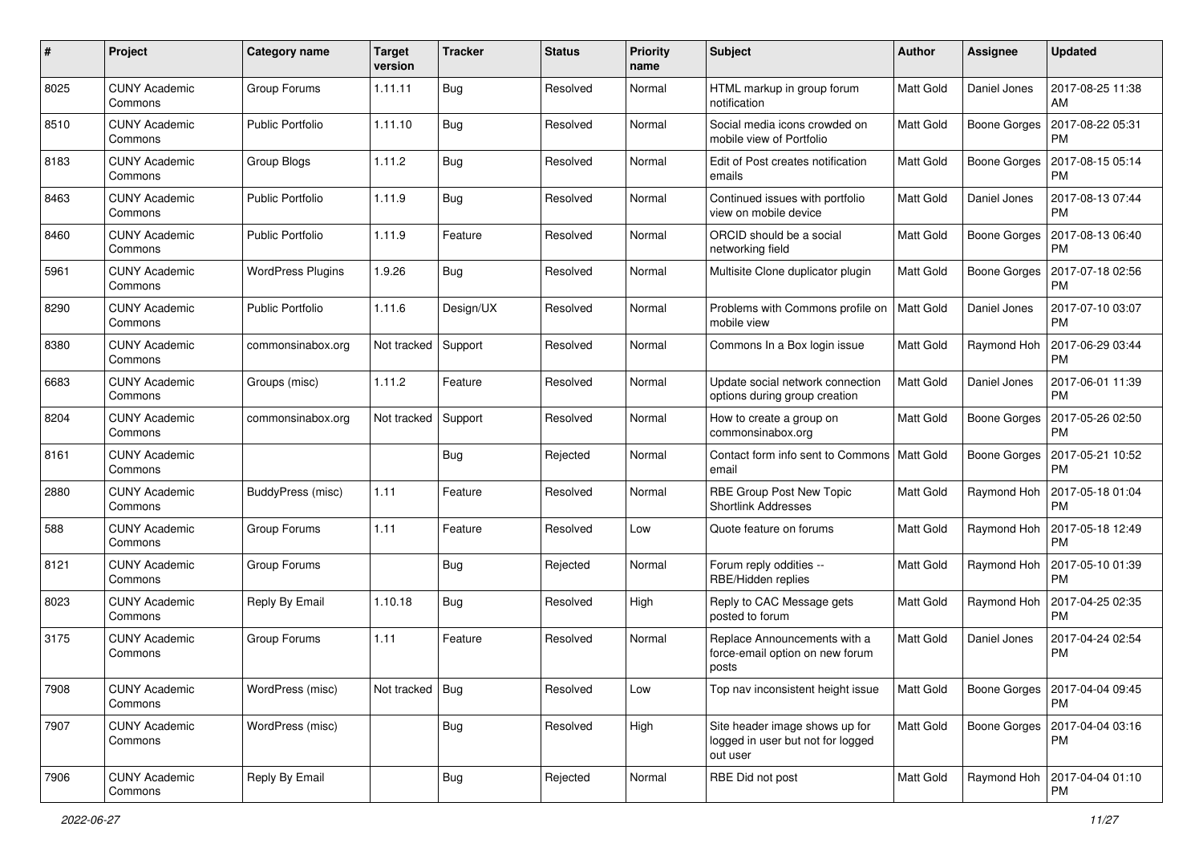| # | Project | Category name | Target version | Tracker | Status | Priority name | Subject | Author | Assignee | Updated |
|---|---|---|---|---|---|---|---|---|---|---|
| 8025 | CUNY Academic Commons | Group Forums | 1.11.11 | Bug | Resolved | Normal | HTML markup in group forum notification | Matt Gold | Daniel Jones | 2017-08-25 11:38 AM |
| 8510 | CUNY Academic Commons | Public Portfolio | 1.11.10 | Bug | Resolved | Normal | Social media icons crowded on mobile view of Portfolio | Matt Gold | Boone Gorges | 2017-08-22 05:31 PM |
| 8183 | CUNY Academic Commons | Group Blogs | 1.11.2 | Bug | Resolved | Normal | Edit of Post creates notification emails | Matt Gold | Boone Gorges | 2017-08-15 05:14 PM |
| 8463 | CUNY Academic Commons | Public Portfolio | 1.11.9 | Bug | Resolved | Normal | Continued issues with portfolio view on mobile device | Matt Gold | Daniel Jones | 2017-08-13 07:44 PM |
| 8460 | CUNY Academic Commons | Public Portfolio | 1.11.9 | Feature | Resolved | Normal | ORCID should be a social networking field | Matt Gold | Boone Gorges | 2017-08-13 06:40 PM |
| 5961 | CUNY Academic Commons | WordPress Plugins | 1.9.26 | Bug | Resolved | Normal | Multisite Clone duplicator plugin | Matt Gold | Boone Gorges | 2017-07-18 02:56 PM |
| 8290 | CUNY Academic Commons | Public Portfolio | 1.11.6 | Design/UX | Resolved | Normal | Problems with Commons profile on mobile view | Matt Gold | Daniel Jones | 2017-07-10 03:07 PM |
| 8380 | CUNY Academic Commons | commonsinabox.org | Not tracked | Support | Resolved | Normal | Commons In a Box login issue | Matt Gold | Raymond Hoh | 2017-06-29 03:44 PM |
| 6683 | CUNY Academic Commons | Groups (misc) | 1.11.2 | Feature | Resolved | Normal | Update social network connection options during group creation | Matt Gold | Daniel Jones | 2017-06-01 11:39 PM |
| 8204 | CUNY Academic Commons | commonsinabox.org | Not tracked | Support | Resolved | Normal | How to create a group on commonsinabox.org | Matt Gold | Boone Gorges | 2017-05-26 02:50 PM |
| 8161 | CUNY Academic Commons | | | Bug | Rejected | Normal | Contact form info sent to Commons email | Matt Gold | Boone Gorges | 2017-05-21 10:52 PM |
| 2880 | CUNY Academic Commons | BuddyPress (misc) | 1.11 | Feature | Resolved | Normal | RBE Group Post New Topic Shortlink Addresses | Matt Gold | Raymond Hoh | 2017-05-18 01:04 PM |
| 588 | CUNY Academic Commons | Group Forums | 1.11 | Feature | Resolved | Low | Quote feature on forums | Matt Gold | Raymond Hoh | 2017-05-18 12:49 PM |
| 8121 | CUNY Academic Commons | Group Forums | | Bug | Rejected | Normal | Forum reply oddities -- RBE/Hidden replies | Matt Gold | Raymond Hoh | 2017-05-10 01:39 PM |
| 8023 | CUNY Academic Commons | Reply By Email | 1.10.18 | Bug | Resolved | High | Reply to CAC Message gets posted to forum | Matt Gold | Raymond Hoh | 2017-04-25 02:35 PM |
| 3175 | CUNY Academic Commons | Group Forums | 1.11 | Feature | Resolved | Normal | Replace Announcements with a force-email option on new forum posts | Matt Gold | Daniel Jones | 2017-04-24 02:54 PM |
| 7908 | CUNY Academic Commons | WordPress (misc) | Not tracked | Bug | Resolved | Low | Top nav inconsistent height issue | Matt Gold | Boone Gorges | 2017-04-04 09:45 PM |
| 7907 | CUNY Academic Commons | WordPress (misc) | | Bug | Resolved | High | Site header image shows up for logged in user but not for logged out user | Matt Gold | Boone Gorges | 2017-04-04 03:16 PM |
| 7906 | CUNY Academic Commons | Reply By Email | | Bug | Rejected | Normal | RBE Did not post | Matt Gold | Raymond Hoh | 2017-04-04 01:10 PM |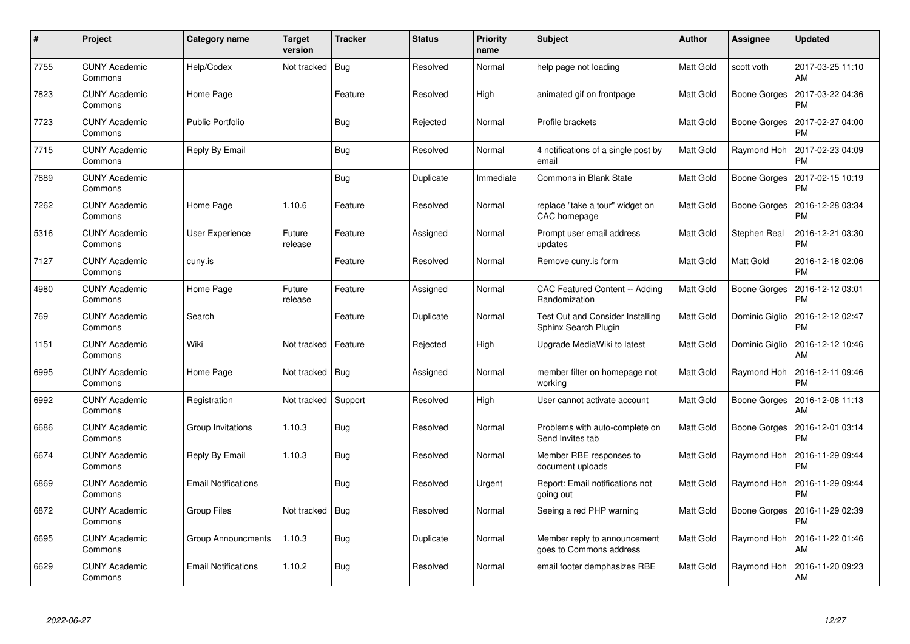| # | Project | Category name | Target version | Tracker | Status | Priority name | Subject | Author | Assignee | Updated |
|---|---|---|---|---|---|---|---|---|---|---|
| 7755 | CUNY Academic Commons | Help/Codex | Not tracked | Bug | Resolved | Normal | help page not loading | Matt Gold | scott voth | 2017-03-25 11:10 AM |
| 7823 | CUNY Academic Commons | Home Page | | Feature | Resolved | High | animated gif on frontpage | Matt Gold | Boone Gorges | 2017-03-22 04:36 PM |
| 7723 | CUNY Academic Commons | Public Portfolio | | Bug | Rejected | Normal | Profile brackets | Matt Gold | Boone Gorges | 2017-02-27 04:00 PM |
| 7715 | CUNY Academic Commons | Reply By Email | | Bug | Resolved | Normal | 4 notifications of a single post by email | Matt Gold | Raymond Hoh | 2017-02-23 04:09 PM |
| 7689 | CUNY Academic Commons | | | Bug | Duplicate | Immediate | Commons in Blank State | Matt Gold | Boone Gorges | 2017-02-15 10:19 PM |
| 7262 | CUNY Academic Commons | Home Page | 1.10.6 | Feature | Resolved | Normal | replace "take a tour" widget on CAC homepage | Matt Gold | Boone Gorges | 2016-12-28 03:34 PM |
| 5316 | CUNY Academic Commons | User Experience | Future release | Feature | Assigned | Normal | Prompt user email address updates | Matt Gold | Stephen Real | 2016-12-21 03:30 PM |
| 7127 | CUNY Academic Commons | cuny.is | | Feature | Resolved | Normal | Remove cuny.is form | Matt Gold | Matt Gold | 2016-12-18 02:06 PM |
| 4980 | CUNY Academic Commons | Home Page | Future release | Feature | Assigned | Normal | CAC Featured Content -- Adding Randomization | Matt Gold | Boone Gorges | 2016-12-12 03:01 PM |
| 769 | CUNY Academic Commons | Search | | Feature | Duplicate | Normal | Test Out and Consider Installing Sphinx Search Plugin | Matt Gold | Dominic Giglio | 2016-12-12 02:47 PM |
| 1151 | CUNY Academic Commons | Wiki | Not tracked | Feature | Rejected | High | Upgrade MediaWiki to latest | Matt Gold | Dominic Giglio | 2016-12-12 10:46 AM |
| 6995 | CUNY Academic Commons | Home Page | Not tracked | Bug | Assigned | Normal | member filter on homepage not working | Matt Gold | Raymond Hoh | 2016-12-11 09:46 PM |
| 6992 | CUNY Academic Commons | Registration | Not tracked | Support | Resolved | High | User cannot activate account | Matt Gold | Boone Gorges | 2016-12-08 11:13 AM |
| 6686 | CUNY Academic Commons | Group Invitations | 1.10.3 | Bug | Resolved | Normal | Problems with auto-complete on Send Invites tab | Matt Gold | Boone Gorges | 2016-12-01 03:14 PM |
| 6674 | CUNY Academic Commons | Reply By Email | 1.10.3 | Bug | Resolved | Normal | Member RBE responses to document uploads | Matt Gold | Raymond Hoh | 2016-11-29 09:44 PM |
| 6869 | CUNY Academic Commons | Email Notifications | | Bug | Resolved | Urgent | Report: Email notifications not going out | Matt Gold | Raymond Hoh | 2016-11-29 09:44 PM |
| 6872 | CUNY Academic Commons | Group Files | Not tracked | Bug | Resolved | Normal | Seeing a red PHP warning | Matt Gold | Boone Gorges | 2016-11-29 02:39 PM |
| 6695 | CUNY Academic Commons | Group Announcments | 1.10.3 | Bug | Duplicate | Normal | Member reply to announcement goes to Commons address | Matt Gold | Raymond Hoh | 2016-11-22 01:46 AM |
| 6629 | CUNY Academic Commons | Email Notifications | 1.10.2 | Bug | Resolved | Normal | email footer demphasizes RBE | Matt Gold | Raymond Hoh | 2016-11-20 09:23 AM |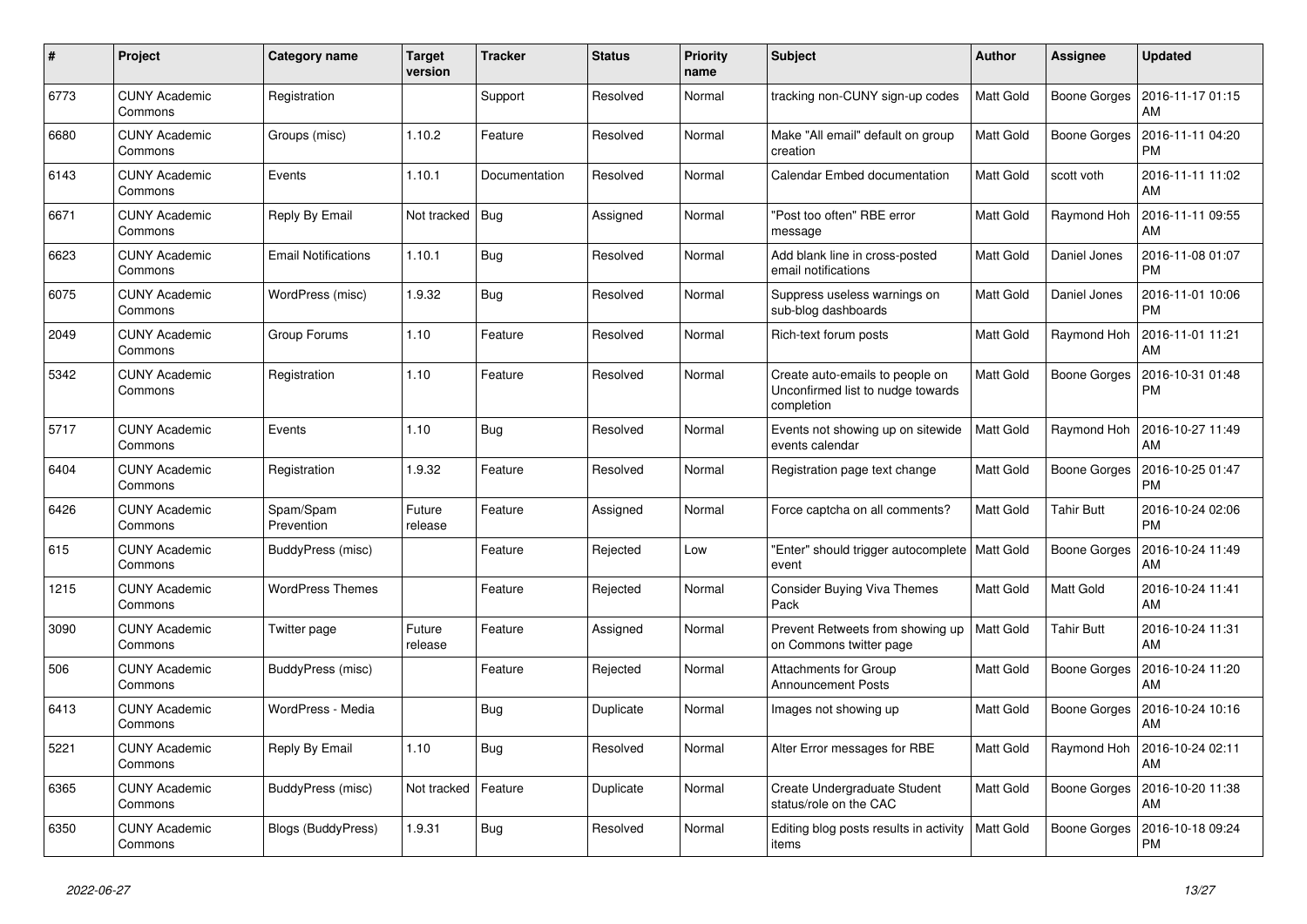| # | Project | Category name | Target version | Tracker | Status | Priority name | Subject | Author | Assignee | Updated |
| --- | --- | --- | --- | --- | --- | --- | --- | --- | --- | --- |
| 6773 | CUNY Academic Commons | Registration | | Support | Resolved | Normal | tracking non-CUNY sign-up codes | Matt Gold | Boone Gorges | 2016-11-17 01:15 AM |
| 6680 | CUNY Academic Commons | Groups (misc) | 1.10.2 | Feature | Resolved | Normal | Make "All email" default on group creation | Matt Gold | Boone Gorges | 2016-11-11 04:20 PM |
| 6143 | CUNY Academic Commons | Events | 1.10.1 | Documentation | Resolved | Normal | Calendar Embed documentation | Matt Gold | scott voth | 2016-11-11 11:02 AM |
| 6671 | CUNY Academic Commons | Reply By Email | Not tracked | Bug | Assigned | Normal | "Post too often" RBE error message | Matt Gold | Raymond Hoh | 2016-11-11 09:55 AM |
| 6623 | CUNY Academic Commons | Email Notifications | 1.10.1 | Bug | Resolved | Normal | Add blank line in cross-posted email notifications | Matt Gold | Daniel Jones | 2016-11-08 01:07 PM |
| 6075 | CUNY Academic Commons | WordPress (misc) | 1.9.32 | Bug | Resolved | Normal | Suppress useless warnings on sub-blog dashboards | Matt Gold | Daniel Jones | 2016-11-01 10:06 PM |
| 2049 | CUNY Academic Commons | Group Forums | 1.10 | Feature | Resolved | Normal | Rich-text forum posts | Matt Gold | Raymond Hoh | 2016-11-01 11:21 AM |
| 5342 | CUNY Academic Commons | Registration | 1.10 | Feature | Resolved | Normal | Create auto-emails to people on Unconfirmed list to nudge towards completion | Matt Gold | Boone Gorges | 2016-10-31 01:48 PM |
| 5717 | CUNY Academic Commons | Events | 1.10 | Bug | Resolved | Normal | Events not showing up on sitewide events calendar | Matt Gold | Raymond Hoh | 2016-10-27 11:49 AM |
| 6404 | CUNY Academic Commons | Registration | 1.9.32 | Feature | Resolved | Normal | Registration page text change | Matt Gold | Boone Gorges | 2016-10-25 01:47 PM |
| 6426 | CUNY Academic Commons | Spam/Spam Prevention | Future release | Feature | Assigned | Normal | Force captcha on all comments? | Matt Gold | Tahir Butt | 2016-10-24 02:06 PM |
| 615 | CUNY Academic Commons | BuddyPress (misc) | | Feature | Rejected | Low | "Enter" should trigger autocomplete event | Matt Gold | Boone Gorges | 2016-10-24 11:49 AM |
| 1215 | CUNY Academic Commons | WordPress Themes | | Feature | Rejected | Normal | Consider Buying Viva Themes Pack | Matt Gold | Matt Gold | 2016-10-24 11:41 AM |
| 3090 | CUNY Academic Commons | Twitter page | Future release | Feature | Assigned | Normal | Prevent Retweets from showing up on Commons twitter page | Matt Gold | Tahir Butt | 2016-10-24 11:31 AM |
| 506 | CUNY Academic Commons | BuddyPress (misc) | | Feature | Rejected | Normal | Attachments for Group Announcement Posts | Matt Gold | Boone Gorges | 2016-10-24 11:20 AM |
| 6413 | CUNY Academic Commons | WordPress - Media | | Bug | Duplicate | Normal | Images not showing up | Matt Gold | Boone Gorges | 2016-10-24 10:16 AM |
| 5221 | CUNY Academic Commons | Reply By Email | 1.10 | Bug | Resolved | Normal | Alter Error messages for RBE | Matt Gold | Raymond Hoh | 2016-10-24 02:11 AM |
| 6365 | CUNY Academic Commons | BuddyPress (misc) | Not tracked | Feature | Duplicate | Normal | Create Undergraduate Student status/role on the CAC | Matt Gold | Boone Gorges | 2016-10-20 11:38 AM |
| 6350 | CUNY Academic Commons | Blogs (BuddyPress) | 1.9.31 | Bug | Resolved | Normal | Editing blog posts results in activity items | Matt Gold | Boone Gorges | 2016-10-18 09:24 PM |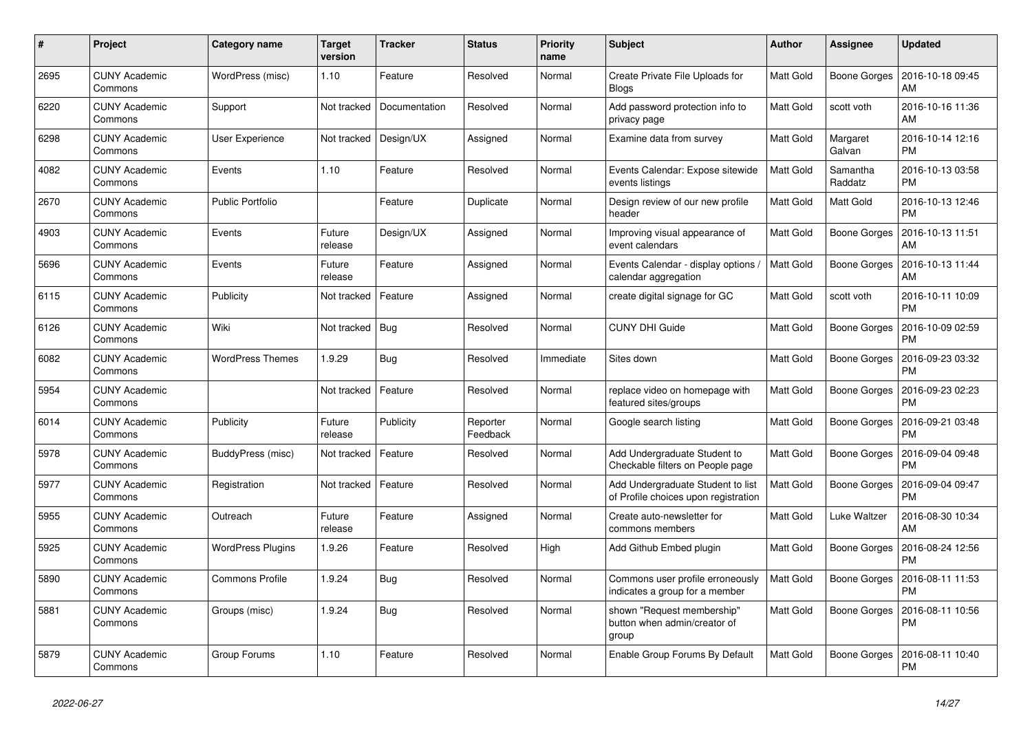| # | Project | Category name | Target version | Tracker | Status | Priority name | Subject | Author | Assignee | Updated |
|---|---|---|---|---|---|---|---|---|---|---|
| 2695 | CUNY Academic Commons | WordPress (misc) | 1.10 | Feature | Resolved | Normal | Create Private File Uploads for Blogs | Matt Gold | Boone Gorges | 2016-10-18 09:45 AM |
| 6220 | CUNY Academic Commons | Support | Not tracked | Documentation | Resolved | Normal | Add password protection info to privacy page | Matt Gold | scott voth | 2016-10-16 11:36 AM |
| 6298 | CUNY Academic Commons | User Experience | Not tracked | Design/UX | Assigned | Normal | Examine data from survey | Matt Gold | Margaret Galvan | 2016-10-14 12:16 PM |
| 4082 | CUNY Academic Commons | Events | 1.10 | Feature | Resolved | Normal | Events Calendar: Expose sitewide events listings | Matt Gold | Samantha Raddatz | 2016-10-13 03:58 PM |
| 2670 | CUNY Academic Commons | Public Portfolio | | Feature | Duplicate | Normal | Design review of our new profile header | Matt Gold | Matt Gold | 2016-10-13 12:46 PM |
| 4903 | CUNY Academic Commons | Events | Future release | Design/UX | Assigned | Normal | Improving visual appearance of event calendars | Matt Gold | Boone Gorges | 2016-10-13 11:51 AM |
| 5696 | CUNY Academic Commons | Events | Future release | Feature | Assigned | Normal | Events Calendar - display options / calendar aggregation | Matt Gold | Boone Gorges | 2016-10-13 11:44 AM |
| 6115 | CUNY Academic Commons | Publicity | Not tracked | Feature | Assigned | Normal | create digital signage for GC | Matt Gold | scott voth | 2016-10-11 10:09 PM |
| 6126 | CUNY Academic Commons | Wiki | Not tracked | Bug | Resolved | Normal | CUNY DHI Guide | Matt Gold | Boone Gorges | 2016-10-09 02:59 PM |
| 6082 | CUNY Academic Commons | WordPress Themes | 1.9.29 | Bug | Resolved | Immediate | Sites down | Matt Gold | Boone Gorges | 2016-09-23 03:32 PM |
| 5954 | CUNY Academic Commons | | Not tracked | Feature | Resolved | Normal | replace video on homepage with featured sites/groups | Matt Gold | Boone Gorges | 2016-09-23 02:23 PM |
| 6014 | CUNY Academic Commons | Publicity | Future release | Publicity | Reporter Feedback | Normal | Google search listing | Matt Gold | Boone Gorges | 2016-09-21 03:48 PM |
| 5978 | CUNY Academic Commons | BuddyPress (misc) | Not tracked | Feature | Resolved | Normal | Add Undergraduate Student to Checkable filters on People page | Matt Gold | Boone Gorges | 2016-09-04 09:48 PM |
| 5977 | CUNY Academic Commons | Registration | Not tracked | Feature | Resolved | Normal | Add Undergraduate Student to list of Profile choices upon registration | Matt Gold | Boone Gorges | 2016-09-04 09:47 PM |
| 5955 | CUNY Academic Commons | Outreach | Future release | Feature | Assigned | Normal | Create auto-newsletter for commons members | Matt Gold | Luke Waltzer | 2016-08-30 10:34 AM |
| 5925 | CUNY Academic Commons | WordPress Plugins | 1.9.26 | Feature | Resolved | High | Add Github Embed plugin | Matt Gold | Boone Gorges | 2016-08-24 12:56 PM |
| 5890 | CUNY Academic Commons | Commons Profile | 1.9.24 | Bug | Resolved | Normal | Commons user profile erroneously indicates a group for a member | Matt Gold | Boone Gorges | 2016-08-11 11:53 PM |
| 5881 | CUNY Academic Commons | Groups (misc) | 1.9.24 | Bug | Resolved | Normal | shown "Request membership" button when admin/creator of group | Matt Gold | Boone Gorges | 2016-08-11 10:56 PM |
| 5879 | CUNY Academic Commons | Group Forums | 1.10 | Feature | Resolved | Normal | Enable Group Forums By Default | Matt Gold | Boone Gorges | 2016-08-11 10:40 PM |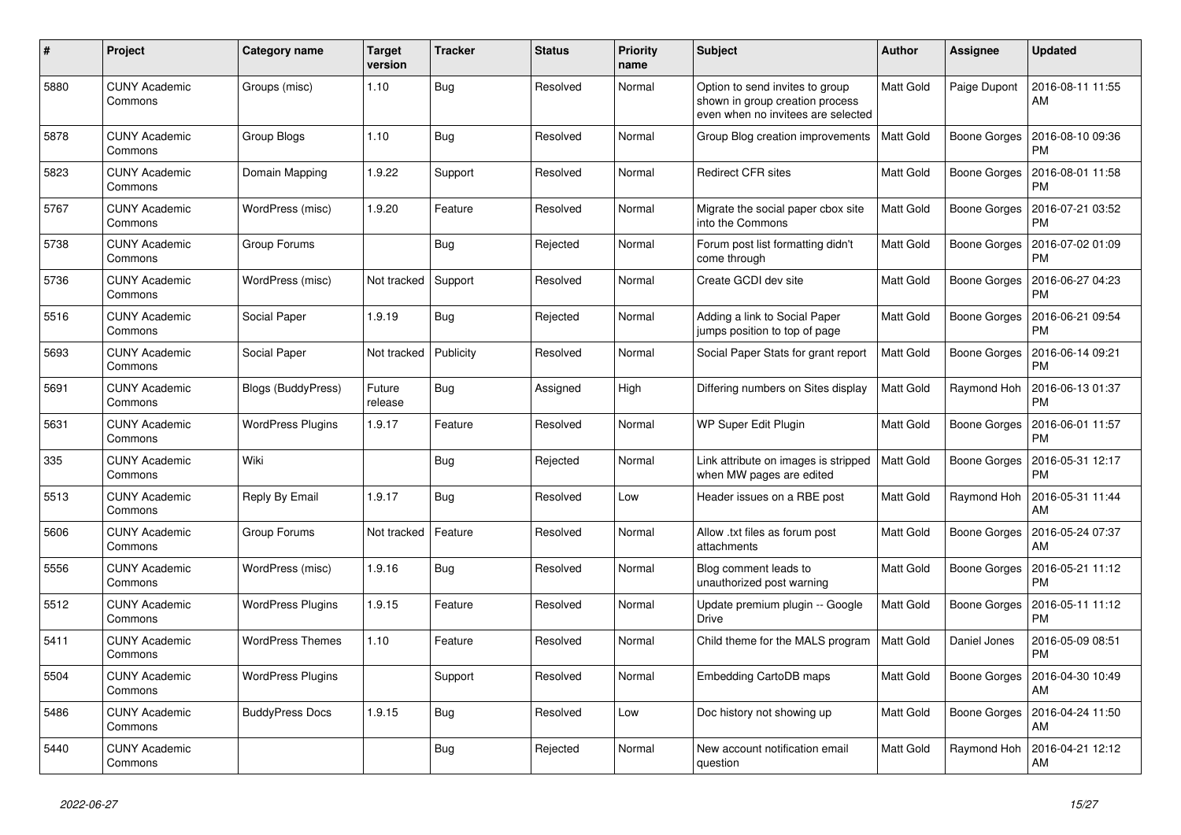| # | Project | Category name | Target version | Tracker | Status | Priority name | Subject | Author | Assignee | Updated |
|---|---|---|---|---|---|---|---|---|---|---|
| 5880 | CUNY Academic Commons | Groups (misc) | 1.10 | Bug | Resolved | Normal | Option to send invites to group shown in group creation process even when no invitees are selected | Matt Gold | Paige Dupont | 2016-08-11 11:55 AM |
| 5878 | CUNY Academic Commons | Group Blogs | 1.10 | Bug | Resolved | Normal | Group Blog creation improvements | Matt Gold | Boone Gorges | 2016-08-10 09:36 PM |
| 5823 | CUNY Academic Commons | Domain Mapping | 1.9.22 | Support | Resolved | Normal | Redirect CFR sites | Matt Gold | Boone Gorges | 2016-08-01 11:58 PM |
| 5767 | CUNY Academic Commons | WordPress (misc) | 1.9.20 | Feature | Resolved | Normal | Migrate the social paper cbox site into the Commons | Matt Gold | Boone Gorges | 2016-07-21 03:52 PM |
| 5738 | CUNY Academic Commons | Group Forums | | Bug | Rejected | Normal | Forum post list formatting didn't come through | Matt Gold | Boone Gorges | 2016-07-02 01:09 PM |
| 5736 | CUNY Academic Commons | WordPress (misc) | Not tracked | Support | Resolved | Normal | Create GCDI dev site | Matt Gold | Boone Gorges | 2016-06-27 04:23 PM |
| 5516 | CUNY Academic Commons | Social Paper | 1.9.19 | Bug | Rejected | Normal | Adding a link to Social Paper jumps position to top of page | Matt Gold | Boone Gorges | 2016-06-21 09:54 PM |
| 5693 | CUNY Academic Commons | Social Paper | Not tracked | Publicity | Resolved | Normal | Social Paper Stats for grant report | Matt Gold | Boone Gorges | 2016-06-14 09:21 PM |
| 5691 | CUNY Academic Commons | Blogs (BuddyPress) | Future release | Bug | Assigned | High | Differing numbers on Sites display | Matt Gold | Raymond Hoh | 2016-06-13 01:37 PM |
| 5631 | CUNY Academic Commons | WordPress Plugins | 1.9.17 | Feature | Resolved | Normal | WP Super Edit Plugin | Matt Gold | Boone Gorges | 2016-06-01 11:57 PM |
| 335 | CUNY Academic Commons | Wiki | | Bug | Rejected | Normal | Link attribute on images is stripped when MW pages are edited | Matt Gold | Boone Gorges | 2016-05-31 12:17 PM |
| 5513 | CUNY Academic Commons | Reply By Email | 1.9.17 | Bug | Resolved | Low | Header issues on a RBE post | Matt Gold | Raymond Hoh | 2016-05-31 11:44 AM |
| 5606 | CUNY Academic Commons | Group Forums | Not tracked | Feature | Resolved | Normal | Allow .txt files as forum post attachments | Matt Gold | Boone Gorges | 2016-05-24 07:37 AM |
| 5556 | CUNY Academic Commons | WordPress (misc) | 1.9.16 | Bug | Resolved | Normal | Blog comment leads to unauthorized post warning | Matt Gold | Boone Gorges | 2016-05-21 11:12 PM |
| 5512 | CUNY Academic Commons | WordPress Plugins | 1.9.15 | Feature | Resolved | Normal | Update premium plugin -- Google Drive | Matt Gold | Boone Gorges | 2016-05-11 11:12 PM |
| 5411 | CUNY Academic Commons | WordPress Themes | 1.10 | Feature | Resolved | Normal | Child theme for the MALS program | Matt Gold | Daniel Jones | 2016-05-09 08:51 PM |
| 5504 | CUNY Academic Commons | WordPress Plugins | | Support | Resolved | Normal | Embedding CartoDB maps | Matt Gold | Boone Gorges | 2016-04-30 10:49 AM |
| 5486 | CUNY Academic Commons | BuddyPress Docs | 1.9.15 | Bug | Resolved | Low | Doc history not showing up | Matt Gold | Boone Gorges | 2016-04-24 11:50 AM |
| 5440 | CUNY Academic Commons | | | Bug | Rejected | Normal | New account notification email question | Matt Gold | Raymond Hoh | 2016-04-21 12:12 AM |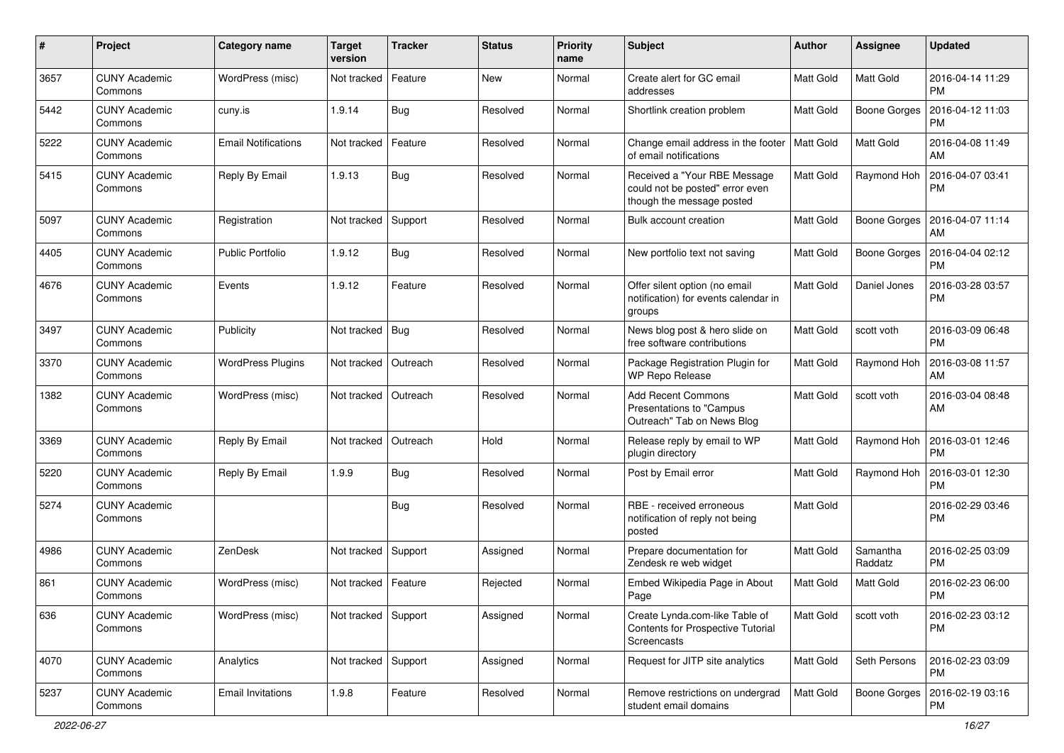| # | Project | Category name | Target version | Tracker | Status | Priority name | Subject | Author | Assignee | Updated |
|---|---|---|---|---|---|---|---|---|---|---|
| 3657 | CUNY Academic Commons | WordPress (misc) | Not tracked | Feature | New | Normal | Create alert for GC email addresses | Matt Gold | Matt Gold | 2016-04-14 11:29 PM |
| 5442 | CUNY Academic Commons | cuny.is | 1.9.14 | Bug | Resolved | Normal | Shortlink creation problem | Matt Gold | Boone Gorges | 2016-04-12 11:03 PM |
| 5222 | CUNY Academic Commons | Email Notifications | Not tracked | Feature | Resolved | Normal | Change email address in the footer of email notifications | Matt Gold | Matt Gold | 2016-04-08 11:49 AM |
| 5415 | CUNY Academic Commons | Reply By Email | 1.9.13 | Bug | Resolved | Normal | Received a "Your RBE Message could not be posted" error even though the message posted | Matt Gold | Raymond Hoh | 2016-04-07 03:41 PM |
| 5097 | CUNY Academic Commons | Registration | Not tracked | Support | Resolved | Normal | Bulk account creation | Matt Gold | Boone Gorges | 2016-04-07 11:14 AM |
| 4405 | CUNY Academic Commons | Public Portfolio | 1.9.12 | Bug | Resolved | Normal | New portfolio text not saving | Matt Gold | Boone Gorges | 2016-04-04 02:12 PM |
| 4676 | CUNY Academic Commons | Events | 1.9.12 | Feature | Resolved | Normal | Offer silent option (no email notification) for events calendar in groups | Matt Gold | Daniel Jones | 2016-03-28 03:57 PM |
| 3497 | CUNY Academic Commons | Publicity | Not tracked | Bug | Resolved | Normal | News blog post & hero slide on free software contributions | Matt Gold | scott voth | 2016-03-09 06:48 PM |
| 3370 | CUNY Academic Commons | WordPress Plugins | Not tracked | Outreach | Resolved | Normal | Package Registration Plugin for WP Repo Release | Matt Gold | Raymond Hoh | 2016-03-08 11:57 AM |
| 1382 | CUNY Academic Commons | WordPress (misc) | Not tracked | Outreach | Resolved | Normal | Add Recent Commons Presentations to "Campus Outreach" Tab on News Blog | Matt Gold | scott voth | 2016-03-04 08:48 AM |
| 3369 | CUNY Academic Commons | Reply By Email | Not tracked | Outreach | Hold | Normal | Release reply by email to WP plugin directory | Matt Gold | Raymond Hoh | 2016-03-01 12:46 PM |
| 5220 | CUNY Academic Commons | Reply By Email | 1.9.9 | Bug | Resolved | Normal | Post by Email error | Matt Gold | Raymond Hoh | 2016-03-01 12:30 PM |
| 5274 | CUNY Academic Commons | | | Bug | Resolved | Normal | RBE - received erroneous notification of reply not being posted | Matt Gold | | 2016-02-29 03:46 PM |
| 4986 | CUNY Academic Commons | ZenDesk | Not tracked | Support | Assigned | Normal | Prepare documentation for Zendesk re web widget | Matt Gold | Samantha Raddatz | 2016-02-25 03:09 PM |
| 861 | CUNY Academic Commons | WordPress (misc) | Not tracked | Feature | Rejected | Normal | Embed Wikipedia Page in About Page | Matt Gold | Matt Gold | 2016-02-23 06:00 PM |
| 636 | CUNY Academic Commons | WordPress (misc) | Not tracked | Support | Assigned | Normal | Create Lynda.com-like Table of Contents for Prospective Tutorial Screencasts | Matt Gold | scott voth | 2016-02-23 03:12 PM |
| 4070 | CUNY Academic Commons | Analytics | Not tracked | Support | Assigned | Normal | Request for JITP site analytics | Matt Gold | Seth Persons | 2016-02-23 03:09 PM |
| 5237 | CUNY Academic Commons | Email Invitations | 1.9.8 | Feature | Resolved | Normal | Remove restrictions on undergrad student email domains | Matt Gold | Boone Gorges | 2016-02-19 03:16 PM |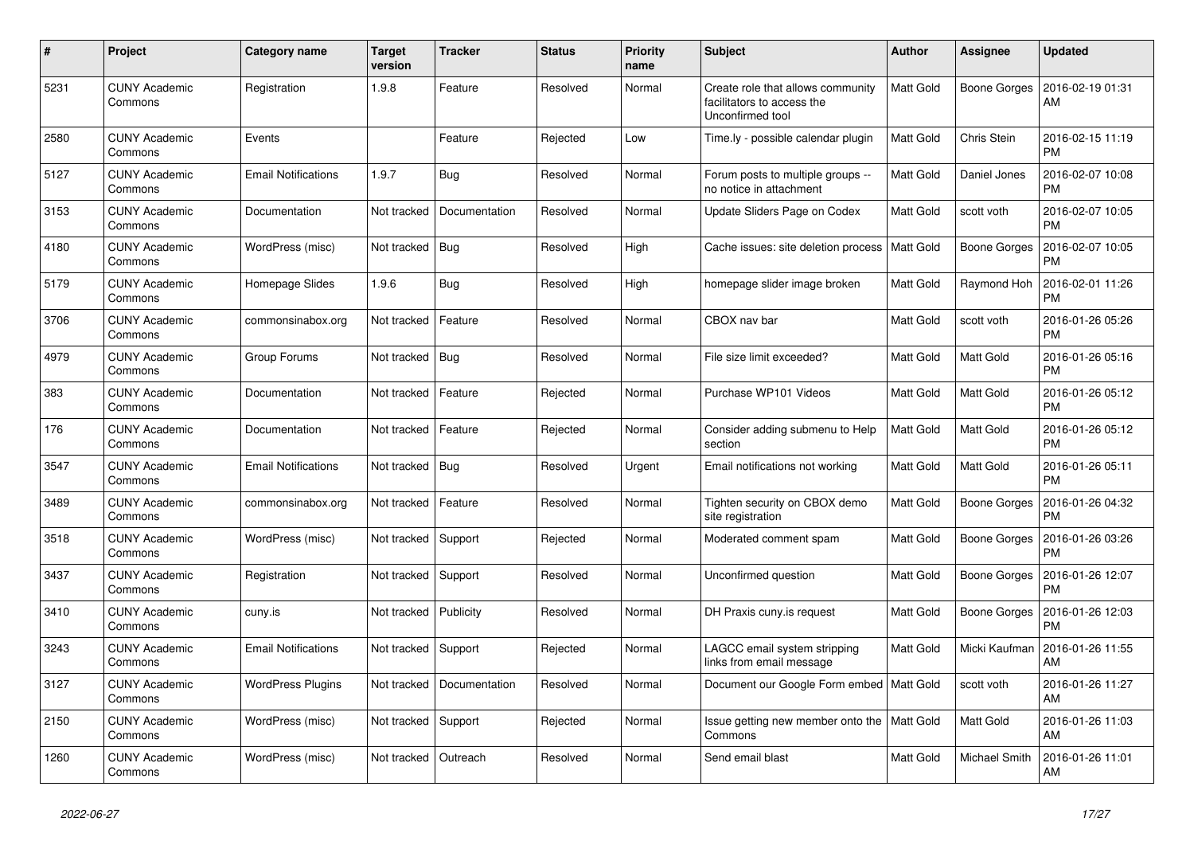| # | Project | Category name | Target version | Tracker | Status | Priority name | Subject | Author | Assignee | Updated |
|---|---|---|---|---|---|---|---|---|---|---|
| 5231 | CUNY Academic Commons | Registration | 1.9.8 | Feature | Resolved | Normal | Create role that allows community facilitators to access the Unconfirmed tool | Matt Gold | Boone Gorges | 2016-02-19 01:31 AM |
| 2580 | CUNY Academic Commons | Events | | Feature | Rejected | Low | Time.ly - possible calendar plugin | Matt Gold | Chris Stein | 2016-02-15 11:19 PM |
| 5127 | CUNY Academic Commons | Email Notifications | 1.9.7 | Bug | Resolved | Normal | Forum posts to multiple groups -- no notice in attachment | Matt Gold | Daniel Jones | 2016-02-07 10:08 PM |
| 3153 | CUNY Academic Commons | Documentation | Not tracked | Documentation | Resolved | Normal | Update Sliders Page on Codex | Matt Gold | scott voth | 2016-02-07 10:05 PM |
| 4180 | CUNY Academic Commons | WordPress (misc) | Not tracked | Bug | Resolved | High | Cache issues: site deletion process | Matt Gold | Boone Gorges | 2016-02-07 10:05 PM |
| 5179 | CUNY Academic Commons | Homepage Slides | 1.9.6 | Bug | Resolved | High | homepage slider image broken | Matt Gold | Raymond Hoh | 2016-02-01 11:26 PM |
| 3706 | CUNY Academic Commons | commonsinabox.org | Not tracked | Feature | Resolved | Normal | CBOX nav bar | Matt Gold | scott voth | 2016-01-26 05:26 PM |
| 4979 | CUNY Academic Commons | Group Forums | Not tracked | Bug | Resolved | Normal | File size limit exceeded? | Matt Gold | Matt Gold | 2016-01-26 05:16 PM |
| 383 | CUNY Academic Commons | Documentation | Not tracked | Feature | Rejected | Normal | Purchase WP101 Videos | Matt Gold | Matt Gold | 2016-01-26 05:12 PM |
| 176 | CUNY Academic Commons | Documentation | Not tracked | Feature | Rejected | Normal | Consider adding submenu to Help section | Matt Gold | Matt Gold | 2016-01-26 05:12 PM |
| 3547 | CUNY Academic Commons | Email Notifications | Not tracked | Bug | Resolved | Urgent | Email notifications not working | Matt Gold | Matt Gold | 2016-01-26 05:11 PM |
| 3489 | CUNY Academic Commons | commonsinabox.org | Not tracked | Feature | Resolved | Normal | Tighten security on CBOX demo site registration | Matt Gold | Boone Gorges | 2016-01-26 04:32 PM |
| 3518 | CUNY Academic Commons | WordPress (misc) | Not tracked | Support | Rejected | Normal | Moderated comment spam | Matt Gold | Boone Gorges | 2016-01-26 03:26 PM |
| 3437 | CUNY Academic Commons | Registration | Not tracked | Support | Resolved | Normal | Unconfirmed question | Matt Gold | Boone Gorges | 2016-01-26 12:07 PM |
| 3410 | CUNY Academic Commons | cuny.is | Not tracked | Publicity | Resolved | Normal | DH Praxis cuny.is request | Matt Gold | Boone Gorges | 2016-01-26 12:03 PM |
| 3243 | CUNY Academic Commons | Email Notifications | Not tracked | Support | Rejected | Normal | LAGCC email system stripping links from email message | Matt Gold | Micki Kaufman | 2016-01-26 11:55 AM |
| 3127 | CUNY Academic Commons | WordPress Plugins | Not tracked | Documentation | Resolved | Normal | Document our Google Form embed | Matt Gold | scott voth | 2016-01-26 11:27 AM |
| 2150 | CUNY Academic Commons | WordPress (misc) | Not tracked | Support | Rejected | Normal | Issue getting new member onto the Commons | Matt Gold | Matt Gold | 2016-01-26 11:03 AM |
| 1260 | CUNY Academic Commons | WordPress (misc) | Not tracked | Outreach | Resolved | Normal | Send email blast | Matt Gold | Michael Smith | 2016-01-26 11:01 AM |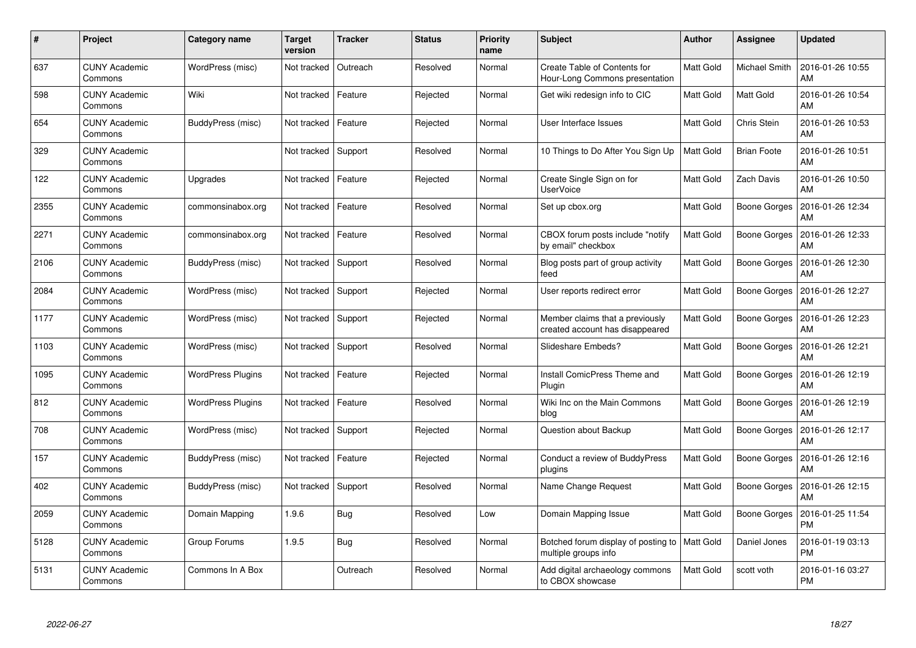| # | Project | Category name | Target version | Tracker | Status | Priority name | Subject | Author | Assignee | Updated |
|---|---|---|---|---|---|---|---|---|---|---|
| 637 | CUNY Academic Commons | WordPress (misc) | Not tracked | Outreach | Resolved | Normal | Create Table of Contents for Hour-Long Commons presentation | Matt Gold | Michael Smith | 2016-01-26 10:55 AM |
| 598 | CUNY Academic Commons | Wiki | Not tracked | Feature | Rejected | Normal | Get wiki redesign info to CIC | Matt Gold | Matt Gold | 2016-01-26 10:54 AM |
| 654 | CUNY Academic Commons | BuddyPress (misc) | Not tracked | Feature | Rejected | Normal | User Interface Issues | Matt Gold | Chris Stein | 2016-01-26 10:53 AM |
| 329 | CUNY Academic Commons | | Not tracked | Support | Resolved | Normal | 10 Things to Do After You Sign Up | Matt Gold | Brian Foote | 2016-01-26 10:51 AM |
| 122 | CUNY Academic Commons | Upgrades | Not tracked | Feature | Rejected | Normal | Create Single Sign on for UserVoice | Matt Gold | Zach Davis | 2016-01-26 10:50 AM |
| 2355 | CUNY Academic Commons | commonsinabox.org | Not tracked | Feature | Resolved | Normal | Set up cbox.org | Matt Gold | Boone Gorges | 2016-01-26 12:34 AM |
| 2271 | CUNY Academic Commons | commonsinabox.org | Not tracked | Feature | Resolved | Normal | CBOX forum posts include "notify by email" checkbox | Matt Gold | Boone Gorges | 2016-01-26 12:33 AM |
| 2106 | CUNY Academic Commons | BuddyPress (misc) | Not tracked | Support | Resolved | Normal | Blog posts part of group activity feed | Matt Gold | Boone Gorges | 2016-01-26 12:30 AM |
| 2084 | CUNY Academic Commons | WordPress (misc) | Not tracked | Support | Rejected | Normal | User reports redirect error | Matt Gold | Boone Gorges | 2016-01-26 12:27 AM |
| 1177 | CUNY Academic Commons | WordPress (misc) | Not tracked | Support | Rejected | Normal | Member claims that a previously created account has disappeared | Matt Gold | Boone Gorges | 2016-01-26 12:23 AM |
| 1103 | CUNY Academic Commons | WordPress (misc) | Not tracked | Support | Resolved | Normal | Slideshare Embeds? | Matt Gold | Boone Gorges | 2016-01-26 12:21 AM |
| 1095 | CUNY Academic Commons | WordPress Plugins | Not tracked | Feature | Rejected | Normal | Install ComicPress Theme and Plugin | Matt Gold | Boone Gorges | 2016-01-26 12:19 AM |
| 812 | CUNY Academic Commons | WordPress Plugins | Not tracked | Feature | Resolved | Normal | Wiki Inc on the Main Commons blog | Matt Gold | Boone Gorges | 2016-01-26 12:19 AM |
| 708 | CUNY Academic Commons | WordPress (misc) | Not tracked | Support | Rejected | Normal | Question about Backup | Matt Gold | Boone Gorges | 2016-01-26 12:17 AM |
| 157 | CUNY Academic Commons | BuddyPress (misc) | Not tracked | Feature | Rejected | Normal | Conduct a review of BuddyPress plugins | Matt Gold | Boone Gorges | 2016-01-26 12:16 AM |
| 402 | CUNY Academic Commons | BuddyPress (misc) | Not tracked | Support | Resolved | Normal | Name Change Request | Matt Gold | Boone Gorges | 2016-01-26 12:15 AM |
| 2059 | CUNY Academic Commons | Domain Mapping | 1.9.6 | Bug | Resolved | Low | Domain Mapping Issue | Matt Gold | Boone Gorges | 2016-01-25 11:54 PM |
| 5128 | CUNY Academic Commons | Group Forums | 1.9.5 | Bug | Resolved | Normal | Botched forum display of posting to multiple groups info | Matt Gold | Daniel Jones | 2016-01-19 03:13 PM |
| 5131 | CUNY Academic Commons | Commons In A Box | | Outreach | Resolved | Normal | Add digital archaeology commons to CBOX showcase | Matt Gold | scott voth | 2016-01-16 03:27 PM |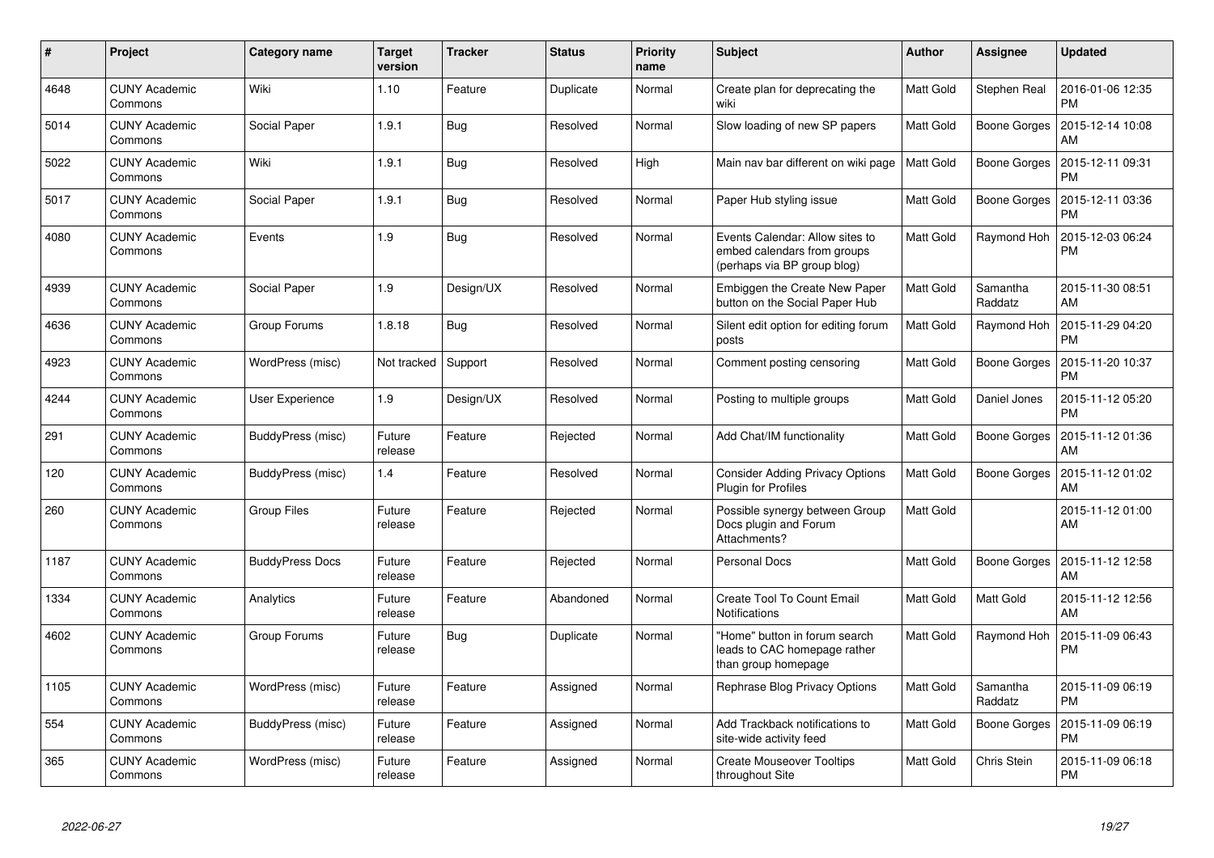| # | Project | Category name | Target version | Tracker | Status | Priority name | Subject | Author | Assignee | Updated |
|---|---|---|---|---|---|---|---|---|---|---|
| 4648 | CUNY Academic Commons | Wiki | 1.10 | Feature | Duplicate | Normal | Create plan for deprecating the wiki | Matt Gold | Stephen Real | 2016-01-06 12:35 PM |
| 5014 | CUNY Academic Commons | Social Paper | 1.9.1 | Bug | Resolved | Normal | Slow loading of new SP papers | Matt Gold | Boone Gorges | 2015-12-14 10:08 AM |
| 5022 | CUNY Academic Commons | Wiki | 1.9.1 | Bug | Resolved | High | Main nav bar different on wiki page | Matt Gold | Boone Gorges | 2015-12-11 09:31 PM |
| 5017 | CUNY Academic Commons | Social Paper | 1.9.1 | Bug | Resolved | Normal | Paper Hub styling issue | Matt Gold | Boone Gorges | 2015-12-11 03:36 PM |
| 4080 | CUNY Academic Commons | Events | 1.9 | Bug | Resolved | Normal | Events Calendar: Allow sites to embed calendars from groups (perhaps via BP group blog) | Matt Gold | Raymond Hoh | 2015-12-03 06:24 PM |
| 4939 | CUNY Academic Commons | Social Paper | 1.9 | Design/UX | Resolved | Normal | Embiggen the Create New Paper button on the Social Paper Hub | Matt Gold | Samantha Raddatz | 2015-11-30 08:51 AM |
| 4636 | CUNY Academic Commons | Group Forums | 1.8.18 | Bug | Resolved | Normal | Silent edit option for editing forum posts | Matt Gold | Raymond Hoh | 2015-11-29 04:20 PM |
| 4923 | CUNY Academic Commons | WordPress (misc) | Not tracked | Support | Resolved | Normal | Comment posting censoring | Matt Gold | Boone Gorges | 2015-11-20 10:37 PM |
| 4244 | CUNY Academic Commons | User Experience | 1.9 | Design/UX | Resolved | Normal | Posting to multiple groups | Matt Gold | Daniel Jones | 2015-11-12 05:20 PM |
| 291 | CUNY Academic Commons | BuddyPress (misc) | Future release | Feature | Rejected | Normal | Add Chat/IM functionality | Matt Gold | Boone Gorges | 2015-11-12 01:36 AM |
| 120 | CUNY Academic Commons | BuddyPress (misc) | 1.4 | Feature | Resolved | Normal | Consider Adding Privacy Options Plugin for Profiles | Matt Gold | Boone Gorges | 2015-11-12 01:02 AM |
| 260 | CUNY Academic Commons | Group Files | Future release | Feature | Rejected | Normal | Possible synergy between Group Docs plugin and Forum Attachments? | Matt Gold | | 2015-11-12 01:00 AM |
| 1187 | CUNY Academic Commons | BuddyPress Docs | Future release | Feature | Rejected | Normal | Personal Docs | Matt Gold | Boone Gorges | 2015-11-12 12:58 AM |
| 1334 | CUNY Academic Commons | Analytics | Future release | Feature | Abandoned | Normal | Create Tool To Count Email Notifications | Matt Gold | Matt Gold | 2015-11-12 12:56 AM |
| 4602 | CUNY Academic Commons | Group Forums | Future release | Bug | Duplicate | Normal | "Home" button in forum search leads to CAC homepage rather than group homepage | Matt Gold | Raymond Hoh | 2015-11-09 06:43 PM |
| 1105 | CUNY Academic Commons | WordPress (misc) | Future release | Feature | Assigned | Normal | Rephrase Blog Privacy Options | Matt Gold | Samantha Raddatz | 2015-11-09 06:19 PM |
| 554 | CUNY Academic Commons | BuddyPress (misc) | Future release | Feature | Assigned | Normal | Add Trackback notifications to site-wide activity feed | Matt Gold | Boone Gorges | 2015-11-09 06:19 PM |
| 365 | CUNY Academic Commons | WordPress (misc) | Future release | Feature | Assigned | Normal | Create Mouseover Tooltips throughout Site | Matt Gold | Chris Stein | 2015-11-09 06:18 PM |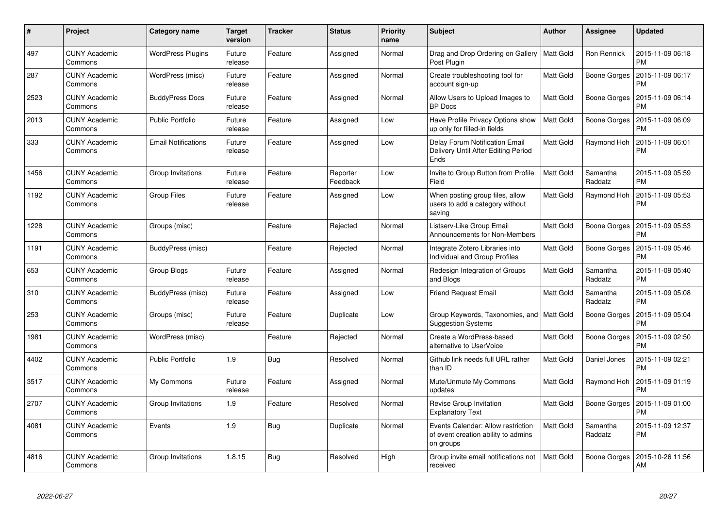| # | Project | Category name | Target version | Tracker | Status | Priority name | Subject | Author | Assignee | Updated |
|---|---|---|---|---|---|---|---|---|---|---|
| 497 | CUNY Academic Commons | WordPress Plugins | Future release | Feature | Assigned | Normal | Drag and Drop Ordering on Gallery Post Plugin | Matt Gold | Ron Rennick | 2015-11-09 06:18 PM |
| 287 | CUNY Academic Commons | WordPress (misc) | Future release | Feature | Assigned | Normal | Create troubleshooting tool for account sign-up | Matt Gold | Boone Gorges | 2015-11-09 06:17 PM |
| 2523 | CUNY Academic Commons | BuddyPress Docs | Future release | Feature | Assigned | Normal | Allow Users to Upload Images to BP Docs | Matt Gold | Boone Gorges | 2015-11-09 06:14 PM |
| 2013 | CUNY Academic Commons | Public Portfolio | Future release | Feature | Assigned | Low | Have Profile Privacy Options show up only for filled-in fields | Matt Gold | Boone Gorges | 2015-11-09 06:09 PM |
| 333 | CUNY Academic Commons | Email Notifications | Future release | Feature | Assigned | Low | Delay Forum Notification Email Delivery Until After Editing Period Ends | Matt Gold | Raymond Hoh | 2015-11-09 06:01 PM |
| 1456 | CUNY Academic Commons | Group Invitations | Future release | Feature | Reporter Feedback | Low | Invite to Group Button from Profile Field | Matt Gold | Samantha Raddatz | 2015-11-09 05:59 PM |
| 1192 | CUNY Academic Commons | Group Files | Future release | Feature | Assigned | Low | When posting group files, allow users to add a category without saving | Matt Gold | Raymond Hoh | 2015-11-09 05:53 PM |
| 1228 | CUNY Academic Commons | Groups (misc) | | Feature | Rejected | Normal | Listserv-Like Group Email Announcements for Non-Members | Matt Gold | Boone Gorges | 2015-11-09 05:53 PM |
| 1191 | CUNY Academic Commons | BuddyPress (misc) | | Feature | Rejected | Normal | Integrate Zotero Libraries into Individual and Group Profiles | Matt Gold | Boone Gorges | 2015-11-09 05:46 PM |
| 653 | CUNY Academic Commons | Group Blogs | Future release | Feature | Assigned | Normal | Redesign Integration of Groups and Blogs | Matt Gold | Samantha Raddatz | 2015-11-09 05:40 PM |
| 310 | CUNY Academic Commons | BuddyPress (misc) | Future release | Feature | Assigned | Low | Friend Request Email | Matt Gold | Samantha Raddatz | 2015-11-09 05:08 PM |
| 253 | CUNY Academic Commons | Groups (misc) | Future release | Feature | Duplicate | Low | Group Keywords, Taxonomies, and Suggestion Systems | Matt Gold | Boone Gorges | 2015-11-09 05:04 PM |
| 1981 | CUNY Academic Commons | WordPress (misc) | | Feature | Rejected | Normal | Create a WordPress-based alternative to UserVoice | Matt Gold | Boone Gorges | 2015-11-09 02:50 PM |
| 4402 | CUNY Academic Commons | Public Portfolio | 1.9 | Bug | Resolved | Normal | Github link needs full URL rather than ID | Matt Gold | Daniel Jones | 2015-11-09 02:21 PM |
| 3517 | CUNY Academic Commons | My Commons | Future release | Feature | Assigned | Normal | Mute/Unmute My Commons updates | Matt Gold | Raymond Hoh | 2015-11-09 01:19 PM |
| 2707 | CUNY Academic Commons | Group Invitations | 1.9 | Feature | Resolved | Normal | Revise Group Invitation Explanatory Text | Matt Gold | Boone Gorges | 2015-11-09 01:00 PM |
| 4081 | CUNY Academic Commons | Events | 1.9 | Bug | Duplicate | Normal | Events Calendar: Allow restriction of event creation ability to admins on groups | Matt Gold | Samantha Raddatz | 2015-11-09 12:37 PM |
| 4816 | CUNY Academic Commons | Group Invitations | 1.8.15 | Bug | Resolved | High | Group invite email notifications not received | Matt Gold | Boone Gorges | 2015-10-26 11:56 AM |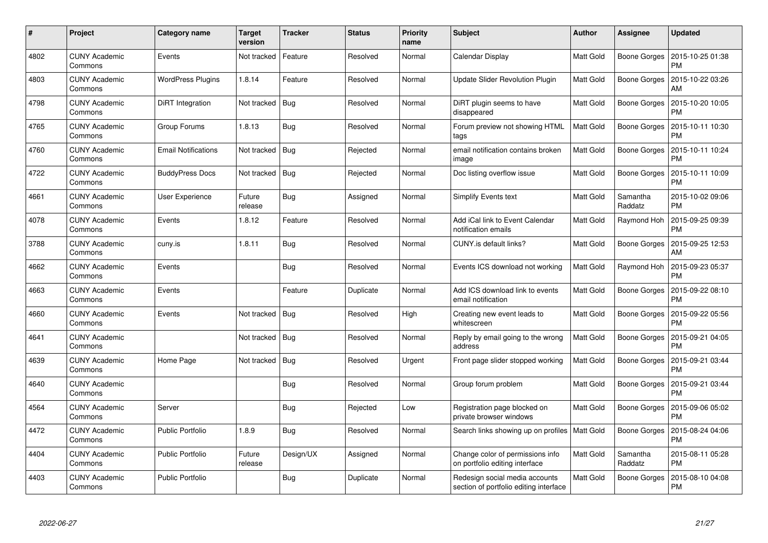| # | Project | Category name | Target version | Tracker | Status | Priority name | Subject | Author | Assignee | Updated |
|---|---|---|---|---|---|---|---|---|---|---|
| 4802 | CUNY Academic Commons | Events | Not tracked | Feature | Resolved | Normal | Calendar Display | Matt Gold | Boone Gorges | 2015-10-25 01:38 PM |
| 4803 | CUNY Academic Commons | WordPress Plugins | 1.8.14 | Feature | Resolved | Normal | Update Slider Revolution Plugin | Matt Gold | Boone Gorges | 2015-10-22 03:26 AM |
| 4798 | CUNY Academic Commons | DiRT Integration | Not tracked | Bug | Resolved | Normal | DiRT plugin seems to have disappeared | Matt Gold | Boone Gorges | 2015-10-20 10:05 PM |
| 4765 | CUNY Academic Commons | Group Forums | 1.8.13 | Bug | Resolved | Normal | Forum preview not showing HTML tags | Matt Gold | Boone Gorges | 2015-10-11 10:30 PM |
| 4760 | CUNY Academic Commons | Email Notifications | Not tracked | Bug | Rejected | Normal | email notification contains broken image | Matt Gold | Boone Gorges | 2015-10-11 10:24 PM |
| 4722 | CUNY Academic Commons | BuddyPress Docs | Not tracked | Bug | Rejected | Normal | Doc listing overflow issue | Matt Gold | Boone Gorges | 2015-10-11 10:09 PM |
| 4661 | CUNY Academic Commons | User Experience | Future release | Bug | Assigned | Normal | Simplify Events text | Matt Gold | Samantha Raddatz | 2015-10-02 09:06 PM |
| 4078 | CUNY Academic Commons | Events | 1.8.12 | Feature | Resolved | Normal | Add iCal link to Event Calendar notification emails | Matt Gold | Raymond Hoh | 2015-09-25 09:39 PM |
| 3788 | CUNY Academic Commons | cuny.is | 1.8.11 | Bug | Resolved | Normal | CUNY.is default links? | Matt Gold | Boone Gorges | 2015-09-25 12:53 AM |
| 4662 | CUNY Academic Commons | Events | | Bug | Resolved | Normal | Events ICS download not working | Matt Gold | Raymond Hoh | 2015-09-23 05:37 PM |
| 4663 | CUNY Academic Commons | Events | | Feature | Duplicate | Normal | Add ICS download link to events email notification | Matt Gold | Boone Gorges | 2015-09-22 08:10 PM |
| 4660 | CUNY Academic Commons | Events | Not tracked | Bug | Resolved | High | Creating new event leads to whitescreen | Matt Gold | Boone Gorges | 2015-09-22 05:56 PM |
| 4641 | CUNY Academic Commons | | Not tracked | Bug | Resolved | Normal | Reply by email going to the wrong address | Matt Gold | Boone Gorges | 2015-09-21 04:05 PM |
| 4639 | CUNY Academic Commons | Home Page | Not tracked | Bug | Resolved | Urgent | Front page slider stopped working | Matt Gold | Boone Gorges | 2015-09-21 03:44 PM |
| 4640 | CUNY Academic Commons | | | Bug | Resolved | Normal | Group forum problem | Matt Gold | Boone Gorges | 2015-09-21 03:44 PM |
| 4564 | CUNY Academic Commons | Server | | Bug | Rejected | Low | Registration page blocked on private browser windows | Matt Gold | Boone Gorges | 2015-09-06 05:02 PM |
| 4472 | CUNY Academic Commons | Public Portfolio | 1.8.9 | Bug | Resolved | Normal | Search links showing up on profiles | Matt Gold | Boone Gorges | 2015-08-24 04:06 PM |
| 4404 | CUNY Academic Commons | Public Portfolio | Future release | Design/UX | Assigned | Normal | Change color of permissions info on portfolio editing interface | Matt Gold | Samantha Raddatz | 2015-08-11 05:28 PM |
| 4403 | CUNY Academic Commons | Public Portfolio | | Bug | Duplicate | Normal | Redesign social media accounts section of portfolio editing interface | Matt Gold | Boone Gorges | 2015-08-10 04:08 PM |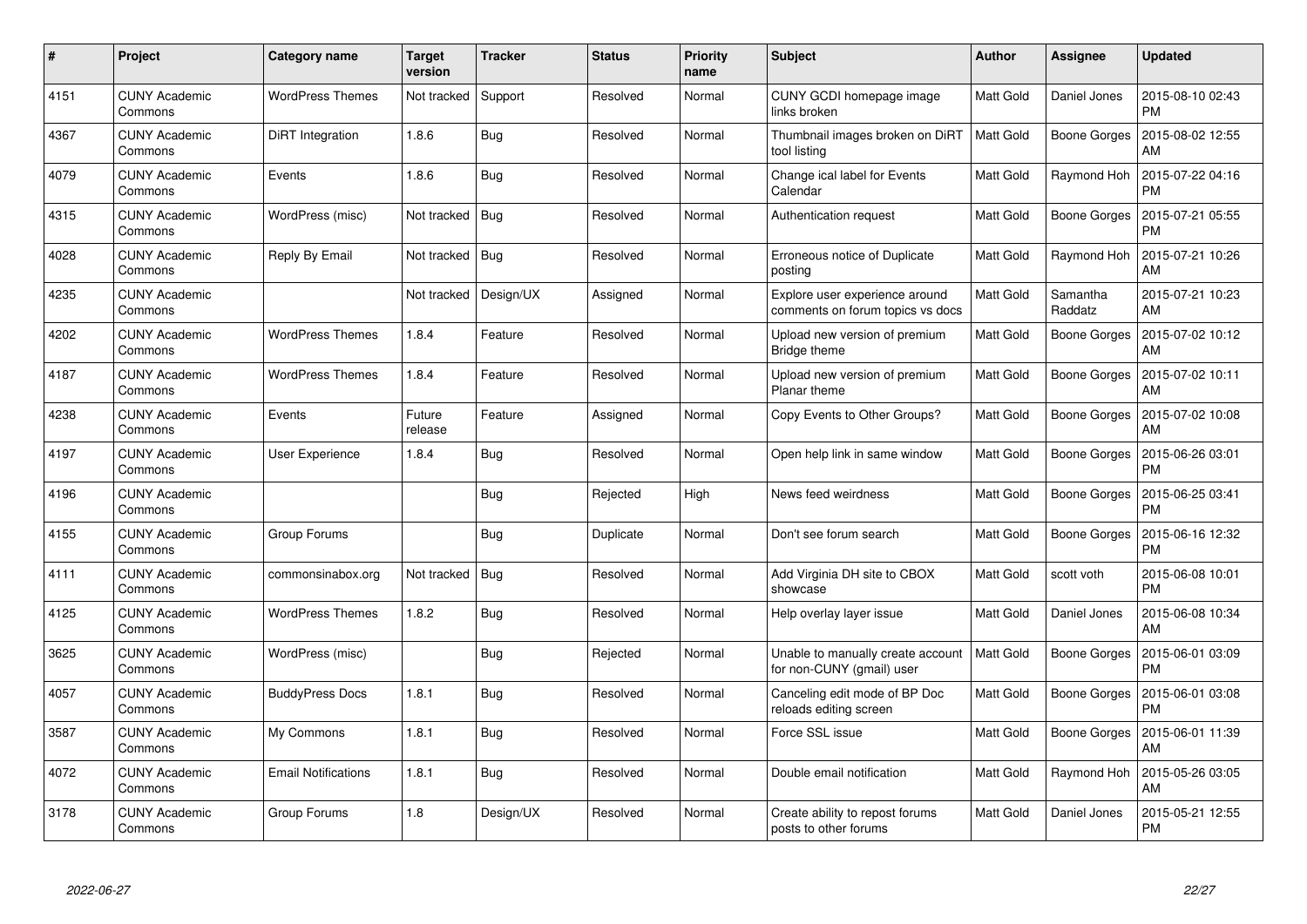| # | Project | Category name | Target version | Tracker | Status | Priority name | Subject | Author | Assignee | Updated |
|---|---|---|---|---|---|---|---|---|---|---|
| 4151 | CUNY Academic Commons | WordPress Themes | Not tracked | Support | Resolved | Normal | CUNY GCDI homepage image links broken | Matt Gold | Daniel Jones | 2015-08-10 02:43 PM |
| 4367 | CUNY Academic Commons | DiRT Integration | 1.8.6 | Bug | Resolved | Normal | Thumbnail images broken on DiRT tool listing | Matt Gold | Boone Gorges | 2015-08-02 12:55 AM |
| 4079 | CUNY Academic Commons | Events | 1.8.6 | Bug | Resolved | Normal | Change ical label for Events Calendar | Matt Gold | Raymond Hoh | 2015-07-22 04:16 PM |
| 4315 | CUNY Academic Commons | WordPress (misc) | Not tracked | Bug | Resolved | Normal | Authentication request | Matt Gold | Boone Gorges | 2015-07-21 05:55 PM |
| 4028 | CUNY Academic Commons | Reply By Email | Not tracked | Bug | Resolved | Normal | Erroneous notice of Duplicate posting | Matt Gold | Raymond Hoh | 2015-07-21 10:26 AM |
| 4235 | CUNY Academic Commons | | Not tracked | Design/UX | Assigned | Normal | Explore user experience around comments on forum topics vs docs | Matt Gold | Samantha Raddatz | 2015-07-21 10:23 AM |
| 4202 | CUNY Academic Commons | WordPress Themes | 1.8.4 | Feature | Resolved | Normal | Upload new version of premium Bridge theme | Matt Gold | Boone Gorges | 2015-07-02 10:12 AM |
| 4187 | CUNY Academic Commons | WordPress Themes | 1.8.4 | Feature | Resolved | Normal | Upload new version of premium Planar theme | Matt Gold | Boone Gorges | 2015-07-02 10:11 AM |
| 4238 | CUNY Academic Commons | Events | Future release | Feature | Assigned | Normal | Copy Events to Other Groups? | Matt Gold | Boone Gorges | 2015-07-02 10:08 AM |
| 4197 | CUNY Academic Commons | User Experience | 1.8.4 | Bug | Resolved | Normal | Open help link in same window | Matt Gold | Boone Gorges | 2015-06-26 03:01 PM |
| 4196 | CUNY Academic Commons | | | Bug | Rejected | High | News feed weirdness | Matt Gold | Boone Gorges | 2015-06-25 03:41 PM |
| 4155 | CUNY Academic Commons | Group Forums | | Bug | Duplicate | Normal | Don't see forum search | Matt Gold | Boone Gorges | 2015-06-16 12:32 PM |
| 4111 | CUNY Academic Commons | commonsinabox.org | Not tracked | Bug | Resolved | Normal | Add Virginia DH site to CBOX showcase | Matt Gold | scott voth | 2015-06-08 10:01 PM |
| 4125 | CUNY Academic Commons | WordPress Themes | 1.8.2 | Bug | Resolved | Normal | Help overlay layer issue | Matt Gold | Daniel Jones | 2015-06-08 10:34 AM |
| 3625 | CUNY Academic Commons | WordPress (misc) | | Bug | Rejected | Normal | Unable to manually create account for non-CUNY (gmail) user | Matt Gold | Boone Gorges | 2015-06-01 03:09 PM |
| 4057 | CUNY Academic Commons | BuddyPress Docs | 1.8.1 | Bug | Resolved | Normal | Canceling edit mode of BP Doc reloads editing screen | Matt Gold | Boone Gorges | 2015-06-01 03:08 PM |
| 3587 | CUNY Academic Commons | My Commons | 1.8.1 | Bug | Resolved | Normal | Force SSL issue | Matt Gold | Boone Gorges | 2015-06-01 11:39 AM |
| 4072 | CUNY Academic Commons | Email Notifications | 1.8.1 | Bug | Resolved | Normal | Double email notification | Matt Gold | Raymond Hoh | 2015-05-26 03:05 AM |
| 3178 | CUNY Academic Commons | Group Forums | 1.8 | Design/UX | Resolved | Normal | Create ability to repost forums posts to other forums | Matt Gold | Daniel Jones | 2015-05-21 12:55 PM |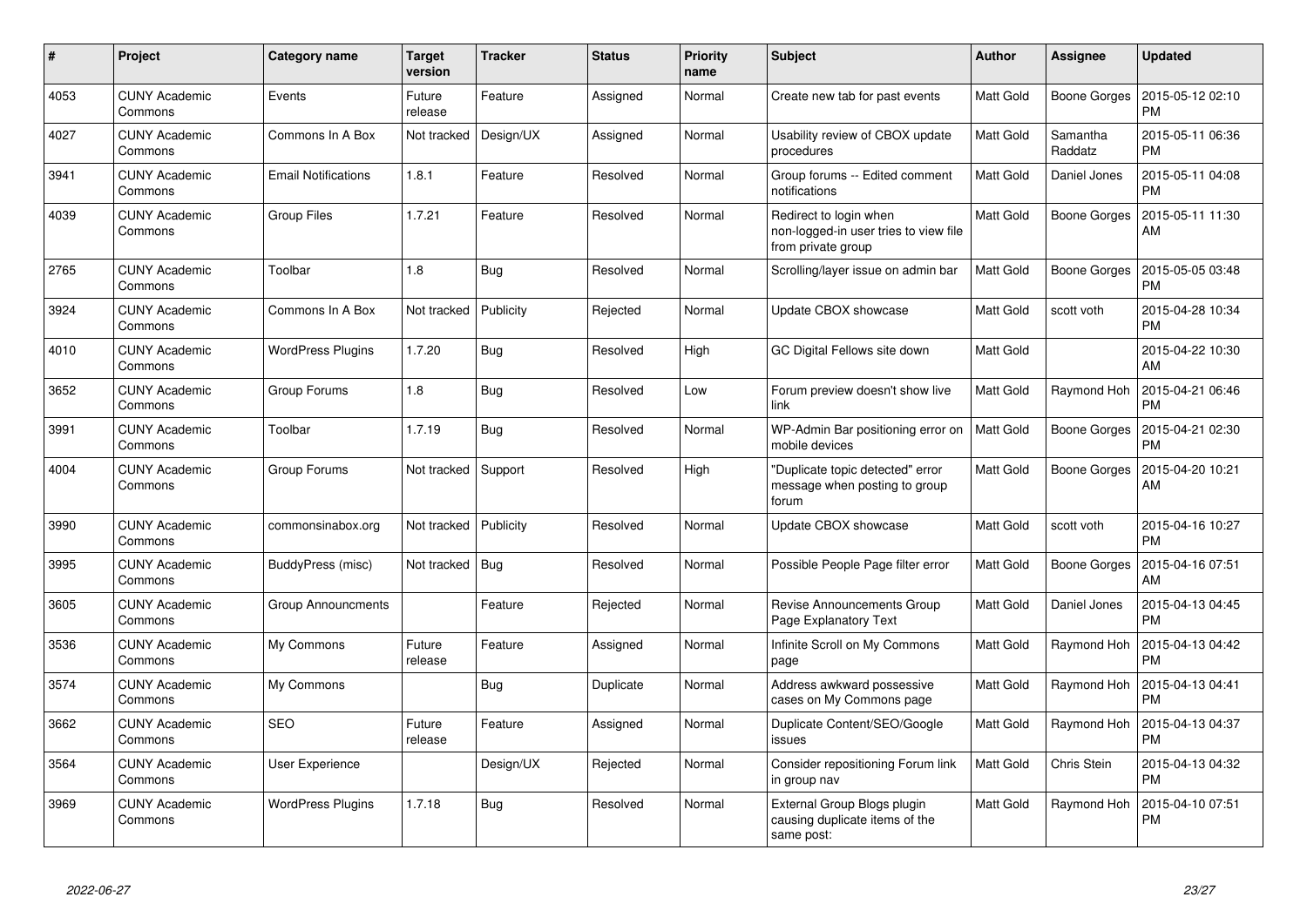| # | Project | Category name | Target version | Tracker | Status | Priority name | Subject | Author | Assignee | Updated |
|---|---|---|---|---|---|---|---|---|---|---|
| 4053 | CUNY Academic Commons | Events | Future release | Feature | Assigned | Normal | Create new tab for past events | Matt Gold | Boone Gorges | 2015-05-12 02:10 PM |
| 4027 | CUNY Academic Commons | Commons In A Box | Not tracked | Design/UX | Assigned | Normal | Usability review of CBOX update procedures | Matt Gold | Samantha Raddatz | 2015-05-11 06:36 PM |
| 3941 | CUNY Academic Commons | Email Notifications | 1.8.1 | Feature | Resolved | Normal | Group forums -- Edited comment notifications | Matt Gold | Daniel Jones | 2015-05-11 04:08 PM |
| 4039 | CUNY Academic Commons | Group Files | 1.7.21 | Feature | Resolved | Normal | Redirect to login when non-logged-in user tries to view file from private group | Matt Gold | Boone Gorges | 2015-05-11 11:30 AM |
| 2765 | CUNY Academic Commons | Toolbar | 1.8 | Bug | Resolved | Normal | Scrolling/layer issue on admin bar | Matt Gold | Boone Gorges | 2015-05-05 03:48 PM |
| 3924 | CUNY Academic Commons | Commons In A Box | Not tracked | Publicity | Rejected | Normal | Update CBOX showcase | Matt Gold | scott voth | 2015-04-28 10:34 PM |
| 4010 | CUNY Academic Commons | WordPress Plugins | 1.7.20 | Bug | Resolved | High | GC Digital Fellows site down | Matt Gold | | 2015-04-22 10:30 AM |
| 3652 | CUNY Academic Commons | Group Forums | 1.8 | Bug | Resolved | Low | Forum preview doesn't show live link | Matt Gold | Raymond Hoh | 2015-04-21 06:46 PM |
| 3991 | CUNY Academic Commons | Toolbar | 1.7.19 | Bug | Resolved | Normal | WP-Admin Bar positioning error on mobile devices | Matt Gold | Boone Gorges | 2015-04-21 02:30 PM |
| 4004 | CUNY Academic Commons | Group Forums | Not tracked | Support | Resolved | High | "Duplicate topic detected" error message when posting to group forum | Matt Gold | Boone Gorges | 2015-04-20 10:21 AM |
| 3990 | CUNY Academic Commons | commonsinabox.org | Not tracked | Publicity | Resolved | Normal | Update CBOX showcase | Matt Gold | scott voth | 2015-04-16 10:27 PM |
| 3995 | CUNY Academic Commons | BuddyPress (misc) | Not tracked | Bug | Resolved | Normal | Possible People Page filter error | Matt Gold | Boone Gorges | 2015-04-16 07:51 AM |
| 3605 | CUNY Academic Commons | Group Announcments | | Feature | Rejected | Normal | Revise Announcements Group Page Explanatory Text | Matt Gold | Daniel Jones | 2015-04-13 04:45 PM |
| 3536 | CUNY Academic Commons | My Commons | Future release | Feature | Assigned | Normal | Infinite Scroll on My Commons page | Matt Gold | Raymond Hoh | 2015-04-13 04:42 PM |
| 3574 | CUNY Academic Commons | My Commons | | Bug | Duplicate | Normal | Address awkward possessive cases on My Commons page | Matt Gold | Raymond Hoh | 2015-04-13 04:41 PM |
| 3662 | CUNY Academic Commons | SEO | Future release | Feature | Assigned | Normal | Duplicate Content/SEO/Google issues | Matt Gold | Raymond Hoh | 2015-04-13 04:37 PM |
| 3564 | CUNY Academic Commons | User Experience | | Design/UX | Rejected | Normal | Consider repositioning Forum link in group nav | Matt Gold | Chris Stein | 2015-04-13 04:32 PM |
| 3969 | CUNY Academic Commons | WordPress Plugins | 1.7.18 | Bug | Resolved | Normal | External Group Blogs plugin causing duplicate items of the same post: | Matt Gold | Raymond Hoh | 2015-04-10 07:51 PM |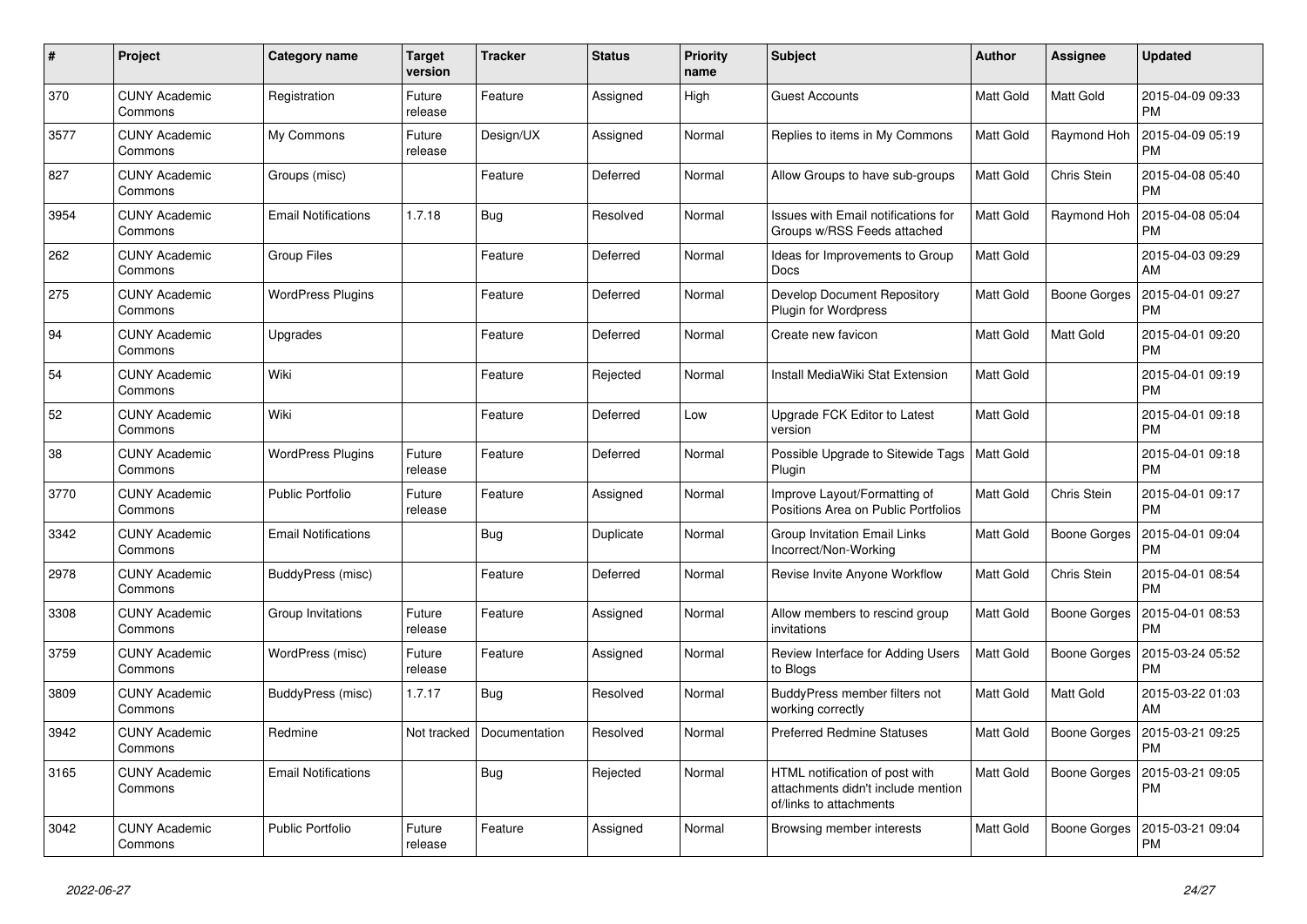| # | Project | Category name | Target version | Tracker | Status | Priority name | Subject | Author | Assignee | Updated |
|---|---|---|---|---|---|---|---|---|---|---|
| 370 | CUNY Academic Commons | Registration | Future release | Feature | Assigned | High | Guest Accounts | Matt Gold | Matt Gold | 2015-04-09 09:33 PM |
| 3577 | CUNY Academic Commons | My Commons | Future release | Design/UX | Assigned | Normal | Replies to items in My Commons | Matt Gold | Raymond Hoh | 2015-04-09 05:19 PM |
| 827 | CUNY Academic Commons | Groups (misc) | | Feature | Deferred | Normal | Allow Groups to have sub-groups | Matt Gold | Chris Stein | 2015-04-08 05:40 PM |
| 3954 | CUNY Academic Commons | Email Notifications | 1.7.18 | Bug | Resolved | Normal | Issues with Email notifications for Groups w/RSS Feeds attached | Matt Gold | Raymond Hoh | 2015-04-08 05:04 PM |
| 262 | CUNY Academic Commons | Group Files | | Feature | Deferred | Normal | Ideas for Improvements to Group Docs | Matt Gold | | 2015-04-03 09:29 AM |
| 275 | CUNY Academic Commons | WordPress Plugins | | Feature | Deferred | Normal | Develop Document Repository Plugin for Wordpress | Matt Gold | Boone Gorges | 2015-04-01 09:27 PM |
| 94 | CUNY Academic Commons | Upgrades | | Feature | Deferred | Normal | Create new favicon | Matt Gold | Matt Gold | 2015-04-01 09:20 PM |
| 54 | CUNY Academic Commons | Wiki | | Feature | Rejected | Normal | Install MediaWiki Stat Extension | Matt Gold | | 2015-04-01 09:19 PM |
| 52 | CUNY Academic Commons | Wiki | | Feature | Deferred | Low | Upgrade FCK Editor to Latest version | Matt Gold | | 2015-04-01 09:18 PM |
| 38 | CUNY Academic Commons | WordPress Plugins | Future release | Feature | Deferred | Normal | Possible Upgrade to Sitewide Tags Plugin | Matt Gold | | 2015-04-01 09:18 PM |
| 3770 | CUNY Academic Commons | Public Portfolio | Future release | Feature | Assigned | Normal | Improve Layout/Formatting of Positions Area on Public Portfolios | Matt Gold | Chris Stein | 2015-04-01 09:17 PM |
| 3342 | CUNY Academic Commons | Email Notifications | | Bug | Duplicate | Normal | Group Invitation Email Links Incorrect/Non-Working | Matt Gold | Boone Gorges | 2015-04-01 09:04 PM |
| 2978 | CUNY Academic Commons | BuddyPress (misc) | | Feature | Deferred | Normal | Revise Invite Anyone Workflow | Matt Gold | Chris Stein | 2015-04-01 08:54 PM |
| 3308 | CUNY Academic Commons | Group Invitations | Future release | Feature | Assigned | Normal | Allow members to rescind group invitations | Matt Gold | Boone Gorges | 2015-04-01 08:53 PM |
| 3759 | CUNY Academic Commons | WordPress (misc) | Future release | Feature | Assigned | Normal | Review Interface for Adding Users to Blogs | Matt Gold | Boone Gorges | 2015-03-24 05:52 PM |
| 3809 | CUNY Academic Commons | BuddyPress (misc) | 1.7.17 | Bug | Resolved | Normal | BuddyPress member filters not working correctly | Matt Gold | Matt Gold | 2015-03-22 01:03 AM |
| 3942 | CUNY Academic Commons | Redmine | Not tracked | Documentation | Resolved | Normal | Preferred Redmine Statuses | Matt Gold | Boone Gorges | 2015-03-21 09:25 PM |
| 3165 | CUNY Academic Commons | Email Notifications | | Bug | Rejected | Normal | HTML notification of post with attachments didn't include mention of/links to attachments | Matt Gold | Boone Gorges | 2015-03-21 09:05 PM |
| 3042 | CUNY Academic Commons | Public Portfolio | Future release | Feature | Assigned | Normal | Browsing member interests | Matt Gold | Boone Gorges | 2015-03-21 09:04 PM |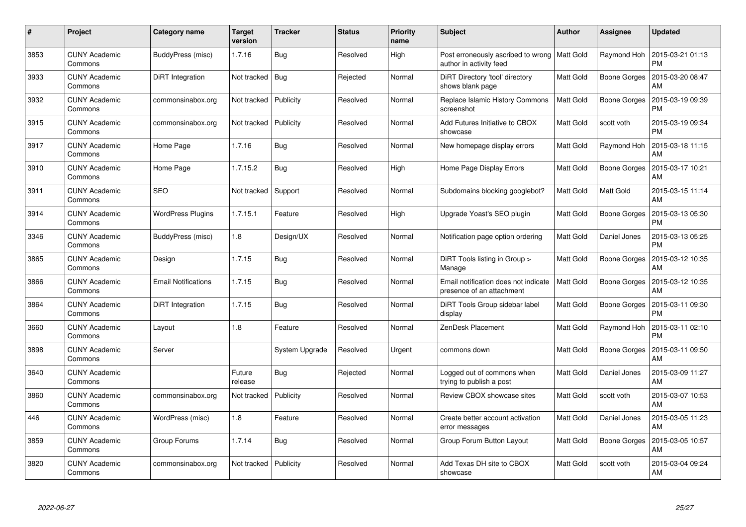| # | Project | Category name | Target version | Tracker | Status | Priority name | Subject | Author | Assignee | Updated |
|---|---|---|---|---|---|---|---|---|---|---|
| 3853 | CUNY Academic Commons | BuddyPress (misc) | 1.7.16 | Bug | Resolved | High | Post erroneously ascribed to wrong author in activity feed | Matt Gold | Raymond Hoh | 2015-03-21 01:13 PM |
| 3933 | CUNY Academic Commons | DiRT Integration | Not tracked | Bug | Rejected | Normal | DiRT Directory 'tool' directory shows blank page | Matt Gold | Boone Gorges | 2015-03-20 08:47 AM |
| 3932 | CUNY Academic Commons | commonsinabox.org | Not tracked | Publicity | Resolved | Normal | Replace Islamic History Commons screenshot | Matt Gold | Boone Gorges | 2015-03-19 09:39 PM |
| 3915 | CUNY Academic Commons | commonsinabox.org | Not tracked | Publicity | Resolved | Normal | Add Futures Initiative to CBOX showcase | Matt Gold | scott voth | 2015-03-19 09:34 PM |
| 3917 | CUNY Academic Commons | Home Page | 1.7.16 | Bug | Resolved | Normal | New homepage display errors | Matt Gold | Raymond Hoh | 2015-03-18 11:15 AM |
| 3910 | CUNY Academic Commons | Home Page | 1.7.15.2 | Bug | Resolved | High | Home Page Display Errors | Matt Gold | Boone Gorges | 2015-03-17 10:21 AM |
| 3911 | CUNY Academic Commons | SEO | Not tracked | Support | Resolved | Normal | Subdomains blocking googlebot? | Matt Gold | Matt Gold | 2015-03-15 11:14 AM |
| 3914 | CUNY Academic Commons | WordPress Plugins | 1.7.15.1 | Feature | Resolved | High | Upgrade Yoast's SEO plugin | Matt Gold | Boone Gorges | 2015-03-13 05:30 PM |
| 3346 | CUNY Academic Commons | BuddyPress (misc) | 1.8 | Design/UX | Resolved | Normal | Notification page option ordering | Matt Gold | Daniel Jones | 2015-03-13 05:25 PM |
| 3865 | CUNY Academic Commons | Design | 1.7.15 | Bug | Resolved | Normal | DiRT Tools listing in Group > Manage | Matt Gold | Boone Gorges | 2015-03-12 10:35 AM |
| 3866 | CUNY Academic Commons | Email Notifications | 1.7.15 | Bug | Resolved | Normal | Email notification does not indicate presence of an attachment | Matt Gold | Boone Gorges | 2015-03-12 10:35 AM |
| 3864 | CUNY Academic Commons | DiRT Integration | 1.7.15 | Bug | Resolved | Normal | DiRT Tools Group sidebar label display | Matt Gold | Boone Gorges | 2015-03-11 09:30 PM |
| 3660 | CUNY Academic Commons | Layout | 1.8 | Feature | Resolved | Normal | ZenDesk Placement | Matt Gold | Raymond Hoh | 2015-03-11 02:10 PM |
| 3898 | CUNY Academic Commons | Server | | System Upgrade | Resolved | Urgent | commons down | Matt Gold | Boone Gorges | 2015-03-11 09:50 AM |
| 3640 | CUNY Academic Commons | | Future release | Bug | Rejected | Normal | Logged out of commons when trying to publish a post | Matt Gold | Daniel Jones | 2015-03-09 11:27 AM |
| 3860 | CUNY Academic Commons | commonsinabox.org | Not tracked | Publicity | Resolved | Normal | Review CBOX showcase sites | Matt Gold | scott voth | 2015-03-07 10:53 AM |
| 446 | CUNY Academic Commons | WordPress (misc) | 1.8 | Feature | Resolved | Normal | Create better account activation error messages | Matt Gold | Daniel Jones | 2015-03-05 11:23 AM |
| 3859 | CUNY Academic Commons | Group Forums | 1.7.14 | Bug | Resolved | Normal | Group Forum Button Layout | Matt Gold | Boone Gorges | 2015-03-05 10:57 AM |
| 3820 | CUNY Academic Commons | commonsinabox.org | Not tracked | Publicity | Resolved | Normal | Add Texas DH site to CBOX showcase | Matt Gold | scott voth | 2015-03-04 09:24 AM |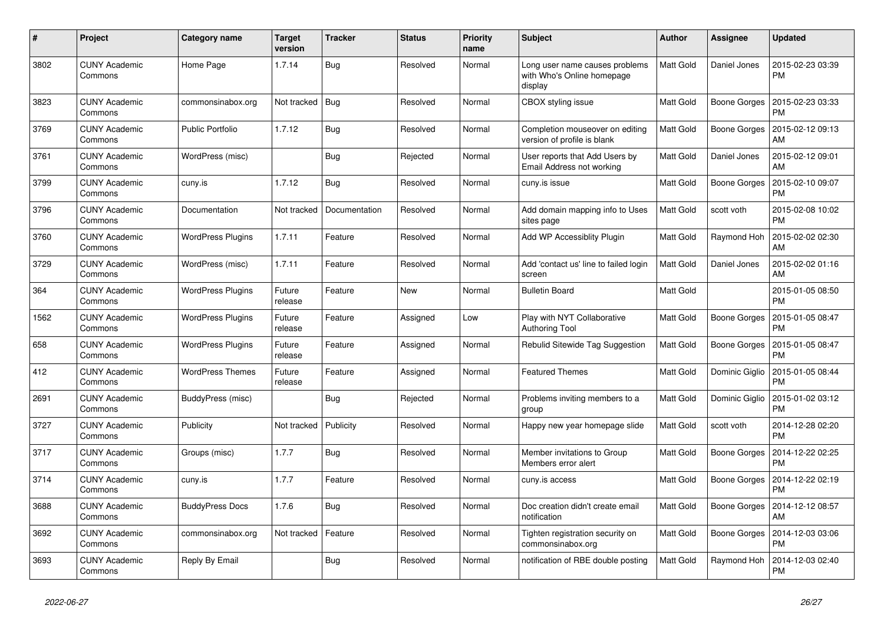| # | Project | Category name | Target version | Tracker | Status | Priority name | Subject | Author | Assignee | Updated |
|---|---|---|---|---|---|---|---|---|---|---|
| 3802 | CUNY Academic Commons | Home Page | 1.7.14 | Bug | Resolved | Normal | Long user name causes problems with Who's Online homepage display | Matt Gold | Daniel Jones | 2015-02-23 03:39 PM |
| 3823 | CUNY Academic Commons | commonsinabox.org | Not tracked | Bug | Resolved | Normal | CBOX styling issue | Matt Gold | Boone Gorges | 2015-02-23 03:33 PM |
| 3769 | CUNY Academic Commons | Public Portfolio | 1.7.12 | Bug | Resolved | Normal | Completion mouseover on editing version of profile is blank | Matt Gold | Boone Gorges | 2015-02-12 09:13 AM |
| 3761 | CUNY Academic Commons | WordPress (misc) | | Bug | Rejected | Normal | User reports that Add Users by Email Address not working | Matt Gold | Daniel Jones | 2015-02-12 09:01 AM |
| 3799 | CUNY Academic Commons | cuny.is | 1.7.12 | Bug | Resolved | Normal | cuny.is issue | Matt Gold | Boone Gorges | 2015-02-10 09:07 PM |
| 3796 | CUNY Academic Commons | Documentation | Not tracked | Documentation | Resolved | Normal | Add domain mapping info to Uses sites page | Matt Gold | scott voth | 2015-02-08 10:02 PM |
| 3760 | CUNY Academic Commons | WordPress Plugins | 1.7.11 | Feature | Resolved | Normal | Add WP Accessiblity Plugin | Matt Gold | Raymond Hoh | 2015-02-02 02:30 AM |
| 3729 | CUNY Academic Commons | WordPress (misc) | 1.7.11 | Feature | Resolved | Normal | Add 'contact us' line to failed login screen | Matt Gold | Daniel Jones | 2015-02-02 01:16 AM |
| 364 | CUNY Academic Commons | WordPress Plugins | Future release | Feature | New | Normal | Bulletin Board | Matt Gold | | 2015-01-05 08:50 PM |
| 1562 | CUNY Academic Commons | WordPress Plugins | Future release | Feature | Assigned | Low | Play with NYT Collaborative Authoring Tool | Matt Gold | Boone Gorges | 2015-01-05 08:47 PM |
| 658 | CUNY Academic Commons | WordPress Plugins | Future release | Feature | Assigned | Normal | Rebulid Sitewide Tag Suggestion | Matt Gold | Boone Gorges | 2015-01-05 08:47 PM |
| 412 | CUNY Academic Commons | WordPress Themes | Future release | Feature | Assigned | Normal | Featured Themes | Matt Gold | Dominic Giglio | 2015-01-05 08:44 PM |
| 2691 | CUNY Academic Commons | BuddyPress (misc) | | Bug | Rejected | Normal | Problems inviting members to a group | Matt Gold | Dominic Giglio | 2015-01-02 03:12 PM |
| 3727 | CUNY Academic Commons | Publicity | Not tracked | Publicity | Resolved | Normal | Happy new year homepage slide | Matt Gold | scott voth | 2014-12-28 02:20 PM |
| 3717 | CUNY Academic Commons | Groups (misc) | 1.7.7 | Bug | Resolved | Normal | Member invitations to Group Members error alert | Matt Gold | Boone Gorges | 2014-12-22 02:25 PM |
| 3714 | CUNY Academic Commons | cuny.is | 1.7.7 | Feature | Resolved | Normal | cuny.is access | Matt Gold | Boone Gorges | 2014-12-22 02:19 PM |
| 3688 | CUNY Academic Commons | BuddyPress Docs | 1.7.6 | Bug | Resolved | Normal | Doc creation didn't create email notification | Matt Gold | Boone Gorges | 2014-12-12 08:57 AM |
| 3692 | CUNY Academic Commons | commonsinabox.org | Not tracked | Feature | Resolved | Normal | Tighten registration security on commonsinabox.org | Matt Gold | Boone Gorges | 2014-12-03 03:06 PM |
| 3693 | CUNY Academic Commons | Reply By Email | | Bug | Resolved | Normal | notification of RBE double posting | Matt Gold | Raymond Hoh | 2014-12-03 02:40 PM |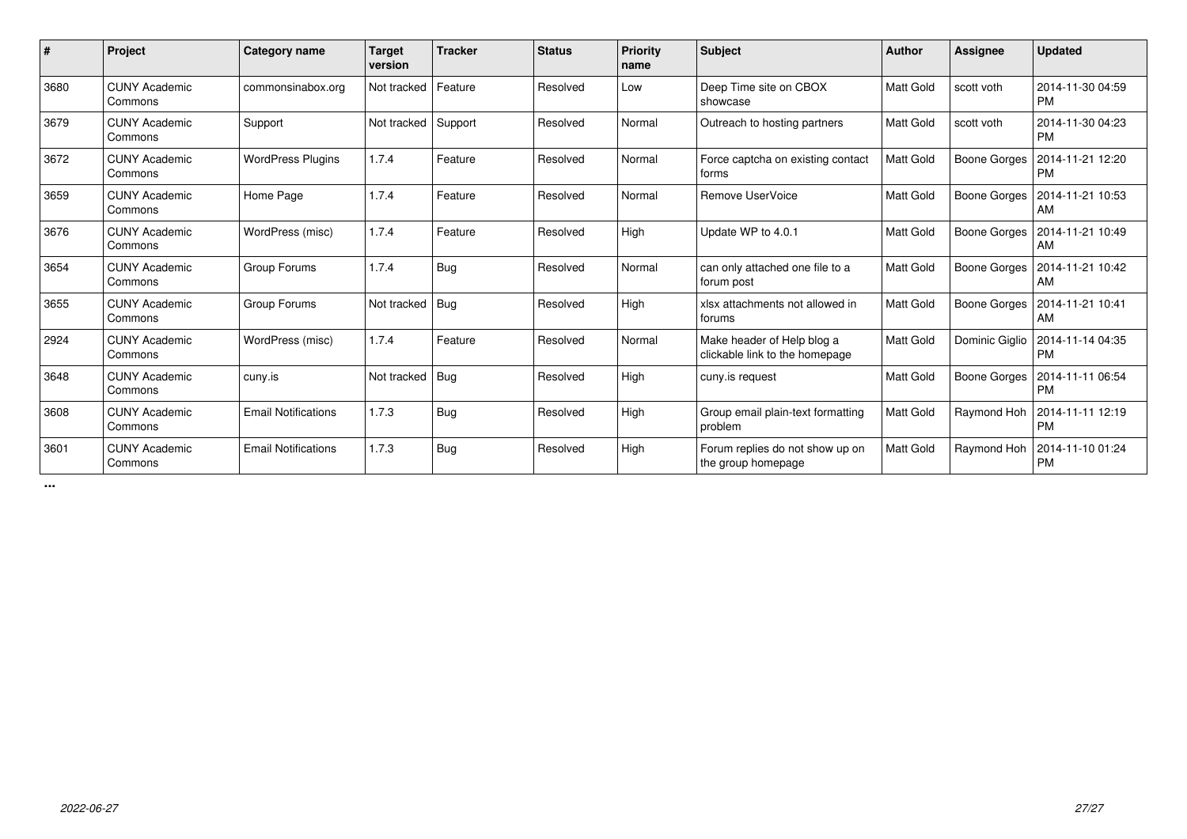| # | Project | Category name | Target version | Tracker | Status | Priority name | Subject | Author | Assignee | Updated |
|---|---|---|---|---|---|---|---|---|---|---|
| 3680 | CUNY Academic Commons | commonsinabox.org | Not tracked | Feature | Resolved | Low | Deep Time site on CBOX showcase | Matt Gold | scott voth | 2014-11-30 04:59 PM |
| 3679 | CUNY Academic Commons | Support | Not tracked | Support | Resolved | Normal | Outreach to hosting partners | Matt Gold | scott voth | 2014-11-30 04:23 PM |
| 3672 | CUNY Academic Commons | WordPress Plugins | 1.7.4 | Feature | Resolved | Normal | Force captcha on existing contact forms | Matt Gold | Boone Gorges | 2014-11-21 12:20 PM |
| 3659 | CUNY Academic Commons | Home Page | 1.7.4 | Feature | Resolved | Normal | Remove UserVoice | Matt Gold | Boone Gorges | 2014-11-21 10:53 AM |
| 3676 | CUNY Academic Commons | WordPress (misc) | 1.7.4 | Feature | Resolved | High | Update WP to 4.0.1 | Matt Gold | Boone Gorges | 2014-11-21 10:49 AM |
| 3654 | CUNY Academic Commons | Group Forums | 1.7.4 | Bug | Resolved | Normal | can only attached one file to a forum post | Matt Gold | Boone Gorges | 2014-11-21 10:42 AM |
| 3655 | CUNY Academic Commons | Group Forums | Not tracked | Bug | Resolved | High | xlsx attachments not allowed in forums | Matt Gold | Boone Gorges | 2014-11-21 10:41 AM |
| 2924 | CUNY Academic Commons | WordPress (misc) | 1.7.4 | Feature | Resolved | Normal | Make header of Help blog a clickable link to the homepage | Matt Gold | Dominic Giglio | 2014-11-14 04:35 PM |
| 3648 | CUNY Academic Commons | cuny.is | Not tracked | Bug | Resolved | High | cuny.is request | Matt Gold | Boone Gorges | 2014-11-11 06:54 PM |
| 3608 | CUNY Academic Commons | Email Notifications | 1.7.3 | Bug | Resolved | High | Group email plain-text formatting problem | Matt Gold | Raymond Hoh | 2014-11-11 12:19 PM |
| 3601 | CUNY Academic Commons | Email Notifications | 1.7.3 | Bug | Resolved | High | Forum replies do not show up on the group homepage | Matt Gold | Raymond Hoh | 2014-11-10 01:24 PM |

...